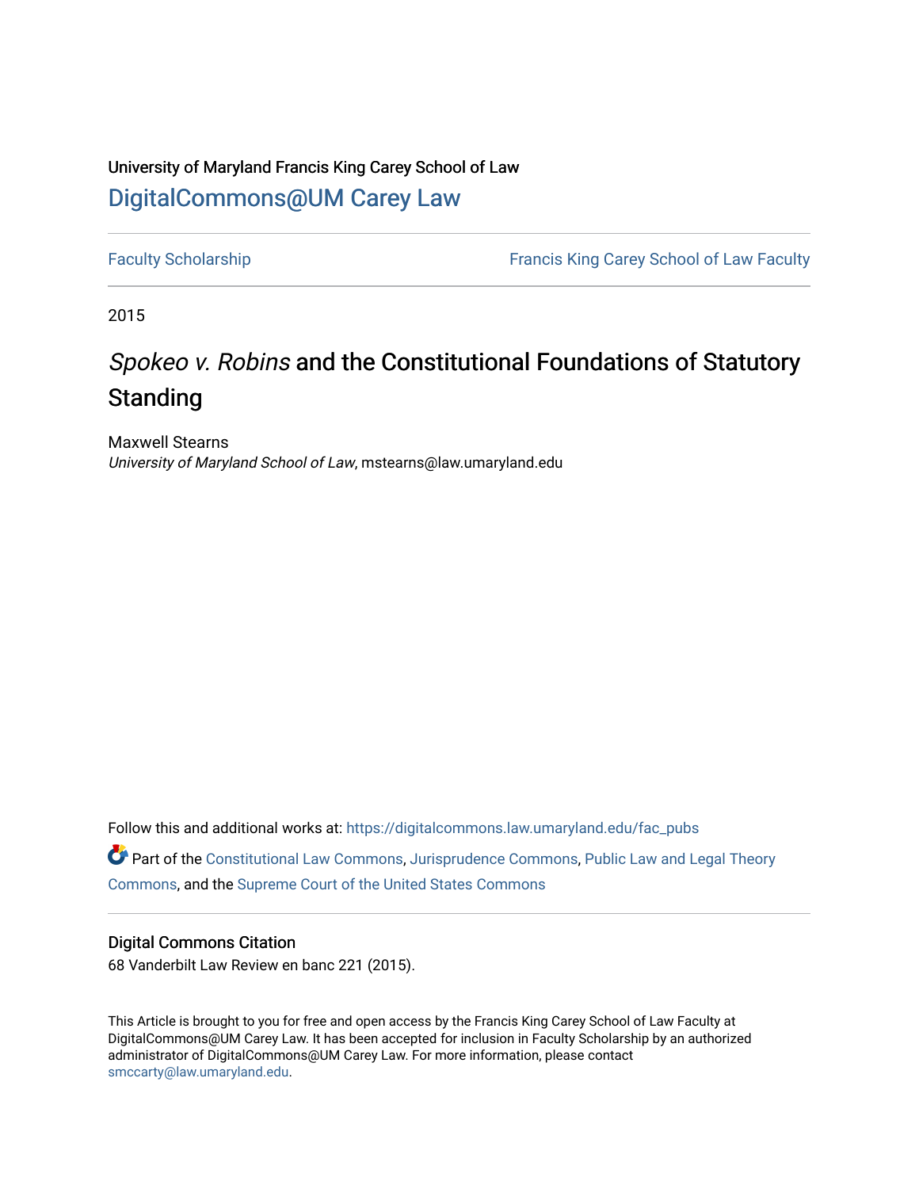University of Maryland Francis King Carey School of Law

## DigitalCommons@UM Carey Law

Faculty Scholarship | Francis King Carey School of Law Faculty

2015

# *Spokeo v. Robins* and the Constitutional Foundations of Statutory Standing

Maxwell Stearns
*University of Maryland School of Law*, mstearns@law.umaryland.edu

Follow this and additional works at: https://digitalcommons.law.umaryland.edu/fac_pubs

Part of the Constitutional Law Commons, Jurisprudence Commons, Public Law and Legal Theory Commons, and the Supreme Court of the United States Commons

### Digital Commons Citation

68 Vanderbilt Law Review en banc 221 (2015).

This Article is brought to you for free and open access by the Francis King Carey School of Law Faculty at DigitalCommons@UM Carey Law. It has been accepted for inclusion in Faculty Scholarship by an authorized administrator of DigitalCommons@UM Carey Law. For more information, please contact smccarty@law.umaryland.edu.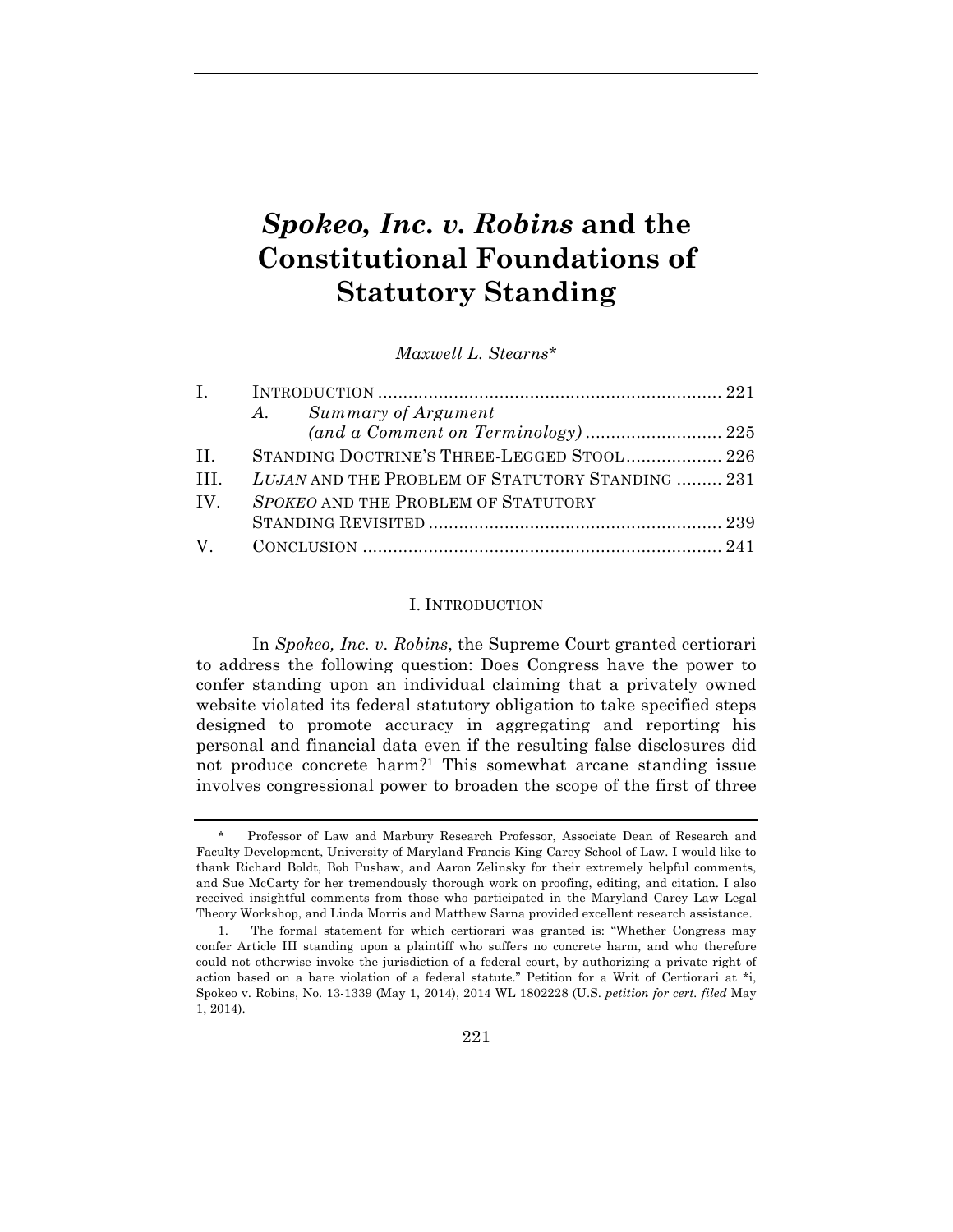# *Spokeo, Inc. v. Robins* and the Constitutional Foundations of Statutory Standing

*Maxwell L. Stearns**

| | | |
|---|---|---|
| I. | INTRODUCTION | 221 |
| | *A. Summary of Argument (and a Comment on Terminology)* | 225 |
| II. | STANDING DOCTRINE'S THREE-LEGGED STOOL | 226 |
| III. | *LUJAN* AND THE PROBLEM OF STATUTORY STANDING | 231 |
| IV. | *SPOKEO* AND THE PROBLEM OF STATUTORY STANDING REVISITED | 239 |
| V. | CONCLUSION | 241 |

## I. INTRODUCTION

In *Spokeo, Inc. v. Robins*, the Supreme Court granted certiorari to address the following question: Does Congress have the power to confer standing upon an individual claiming that a privately owned website violated its federal statutory obligation to take specified steps designed to promote accuracy in aggregating and reporting his personal and financial data even if the resulting false disclosures did not produce concrete harm?[1] This somewhat arcane standing issue involves congressional power to broaden the scope of the first of three

---

\* Professor of Law and Marbury Research Professor, Associate Dean of Research and Faculty Development, University of Maryland Francis King Carey School of Law. I would like to thank Richard Boldt, Bob Pushaw, and Aaron Zelinsky for their extremely helpful comments, and Sue McCarty for her tremendously thorough work on proofing, editing, and citation. I also received insightful comments from those who participated in the Maryland Carey Law Legal Theory Workshop, and Linda Morris and Matthew Sarna provided excellent research assistance.

1. The formal statement for which certiorari was granted is: "Whether Congress may confer Article III standing upon a plaintiff who suffers no concrete harm, and who therefore could not otherwise invoke the jurisdiction of a federal court, by authorizing a private right of action based on a bare violation of a federal statute." Petition for a Writ of Certiorari at *i, Spokeo v. Robins, No. 13-1339 (May 1, 2014), 2014 WL 1802228 (U.S. *petition for cert. filed* May 1, 2014).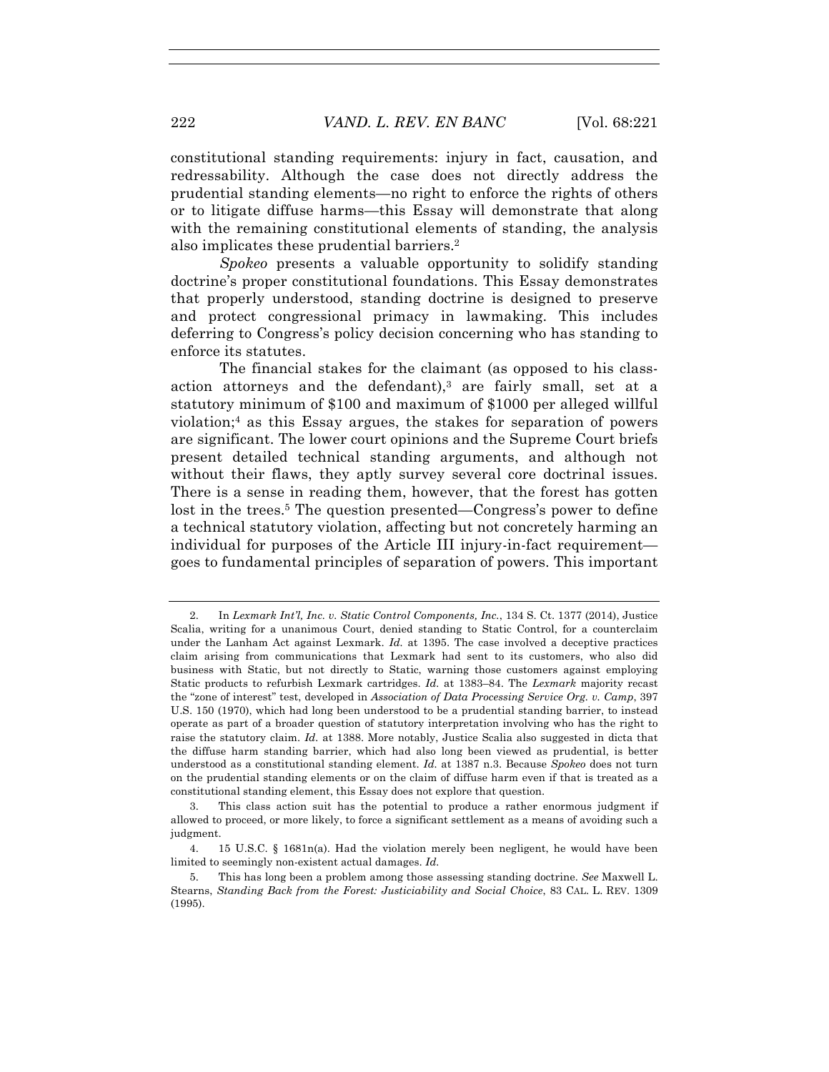constitutional standing requirements: injury in fact, causation, and redressability. Although the case does not directly address the prudential standing elements—no right to enforce the rights of others or to litigate diffuse harms—this Essay will demonstrate that along with the remaining constitutional elements of standing, the analysis also implicates these prudential barriers.[2]

*Spokeo* presents a valuable opportunity to solidify standing doctrine's proper constitutional foundations. This Essay demonstrates that properly understood, standing doctrine is designed to preserve and protect congressional primacy in lawmaking. This includes deferring to Congress's policy decision concerning who has standing to enforce its statutes.

The financial stakes for the claimant (as opposed to his class-action attorneys and the defendant),[3] are fairly small, set at a statutory minimum of $100 and maximum of $1000 per alleged willful violation;[4] as this Essay argues, the stakes for separation of powers are significant. The lower court opinions and the Supreme Court briefs present detailed technical standing arguments, and although not without their flaws, they aptly survey several core doctrinal issues. There is a sense in reading them, however, that the forest has gotten lost in the trees.[5] The question presented—Congress's power to define a technical statutory violation, affecting but not concretely harming an individual for purposes of the Article III injury-in-fact requirement—goes to fundamental principles of separation of powers. This important

---

2. In *Lexmark Int'l, Inc. v. Static Control Components, Inc.*, 134 S. Ct. 1377 (2014), Justice Scalia, writing for a unanimous Court, denied standing to Static Control, for a counterclaim under the Lanham Act against Lexmark. *Id.* at 1395. The case involved a deceptive practices claim arising from communications that Lexmark had sent to its customers, who also did business with Static, but not directly to Static, warning those customers against employing Static products to refurbish Lexmark cartridges. *Id.* at 1383–84. The *Lexmark* majority recast the "zone of interest" test, developed in *Association of Data Processing Service Org. v. Camp*, 397 U.S. 150 (1970), which had long been understood to be a prudential standing barrier, to instead operate as part of a broader question of statutory interpretation involving who has the right to raise the statutory claim. *Id.* at 1388. More notably, Justice Scalia also suggested in dicta that the diffuse harm standing barrier, which had also long been viewed as prudential, is better understood as a constitutional standing element. *Id.* at 1387 n.3. Because *Spokeo* does not turn on the prudential standing elements or on the claim of diffuse harm even if that is treated as a constitutional standing element, this Essay does not explore that question.

3. This class action suit has the potential to produce a rather enormous judgment if allowed to proceed, or more likely, to force a significant settlement as a means of avoiding such a judgment.

4. 15 U.S.C. § 1681n(a). Had the violation merely been negligent, he would have been limited to seemingly non-existent actual damages. *Id.*

5. This has long been a problem among those assessing standing doctrine. *See* Maxwell L. Stearns, *Standing Back from the Forest: Justiciability and Social Choice*, 83 CAL. L. REV. 1309 (1995).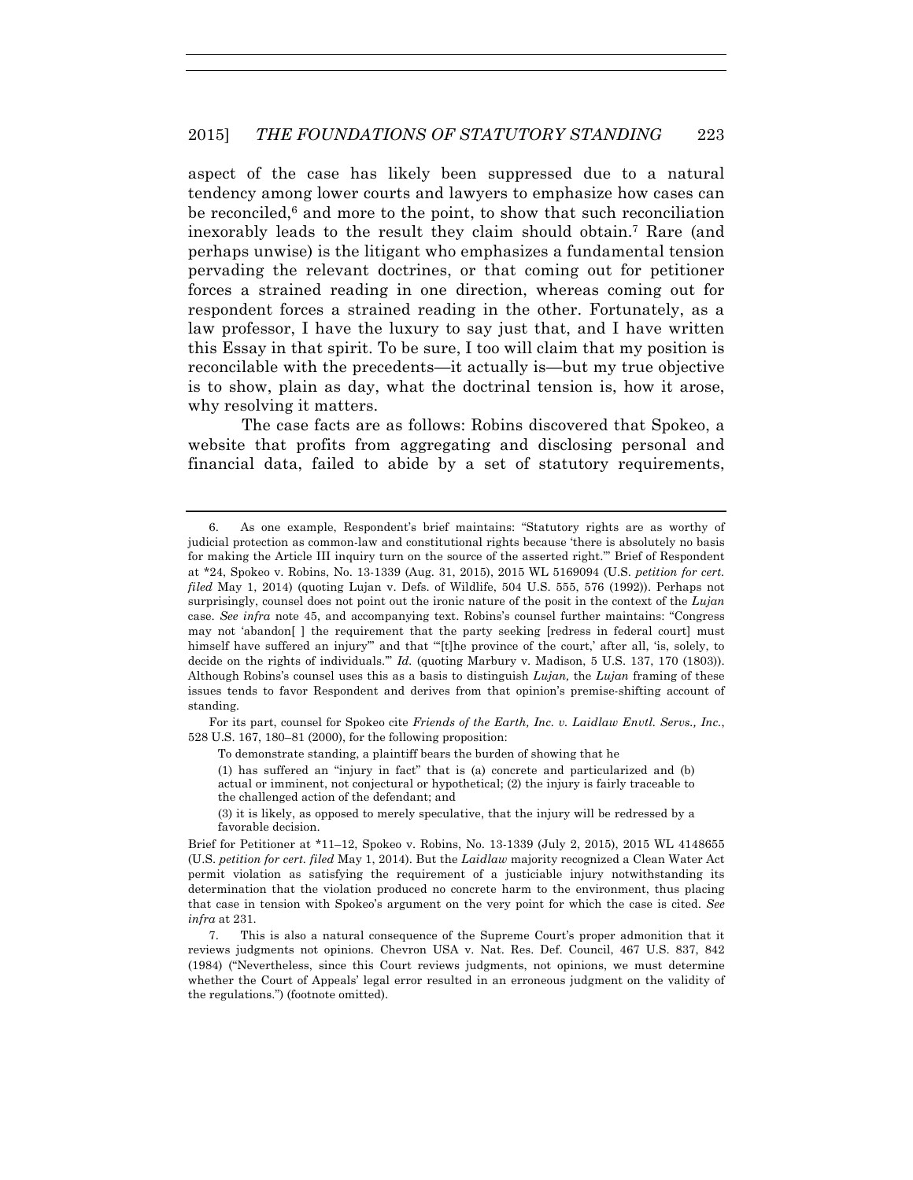aspect of the case has likely been suppressed due to a natural tendency among lower courts and lawyers to emphasize how cases can be reconciled,[6] and more to the point, to show that such reconciliation inexorably leads to the result they claim should obtain.[7] Rare (and perhaps unwise) is the litigant who emphasizes a fundamental tension pervading the relevant doctrines, or that coming out for petitioner forces a strained reading in one direction, whereas coming out for respondent forces a strained reading in the other. Fortunately, as a law professor, I have the luxury to say just that, and I have written this Essay in that spirit. To be sure, I too will claim that my position is reconcilable with the precedents—it actually is—but my true objective is to show, plain as day, what the doctrinal tension is, how it arose, why resolving it matters.

The case facts are as follows: Robins discovered that Spokeo, a website that profits from aggregating and disclosing personal and financial data, failed to abide by a set of statutory requirements,

---

6. As one example, Respondent's brief maintains: "Statutory rights are as worthy of judicial protection as common-law and constitutional rights because 'there is absolutely no basis for making the Article III inquiry turn on the source of the asserted right.'" Brief of Respondent at *24, Spokeo v. Robins, No. 13-1339 (Aug. 31, 2015), 2015 WL 5169094 (U.S. *petition for cert. filed* May 1, 2014) (quoting Lujan v. Defs. of Wildlife, 504 U.S. 555, 576 (1992)). Perhaps not surprisingly, counsel does not point out the ironic nature of the posit in the context of the *Lujan* case. *See infra* note 45, and accompanying text. Robins's counsel further maintains: "Congress may not 'abandon[ ] the requirement that the party seeking [redress in federal court] must himself have suffered an injury'" and that "'[t]he province of the court,' after all, 'is, solely, to decide on the rights of individuals.'" *Id.* (quoting Marbury v. Madison, 5 U.S. 137, 170 (1803)). Although Robins's counsel uses this as a basis to distinguish *Lujan,* the *Lujan* framing of these issues tends to favor Respondent and derives from that opinion's premise-shifting account of standing.

For its part, counsel for Spokeo cite *Friends of the Earth, Inc. v. Laidlaw Envtl. Servs., Inc.*, 528 U.S. 167, 180–81 (2000), for the following proposition:

> To demonstrate standing, a plaintiff bears the burden of showing that he
>
> (1) has suffered an "injury in fact" that is (a) concrete and particularized and (b) actual or imminent, not conjectural or hypothetical; (2) the injury is fairly traceable to the challenged action of the defendant; and
>
> (3) it is likely, as opposed to merely speculative, that the injury will be redressed by a favorable decision.

Brief for Petitioner at *11–12, Spokeo v. Robins, No. 13-1339 (July 2, 2015), 2015 WL 4148655 (U.S. *petition for cert. filed* May 1, 2014). But the *Laidlaw* majority recognized a Clean Water Act permit violation as satisfying the requirement of a justiciable injury notwithstanding its determination that the violation produced no concrete harm to the environment, thus placing that case in tension with Spokeo's argument on the very point for which the case is cited. *See infra* at 231.

7. This is also a natural consequence of the Supreme Court's proper admonition that it reviews judgments not opinions. Chevron USA v. Nat. Res. Def. Council, 467 U.S. 837, 842 (1984) ("Nevertheless, since this Court reviews judgments, not opinions, we must determine whether the Court of Appeals' legal error resulted in an erroneous judgment on the validity of the regulations.") (footnote omitted).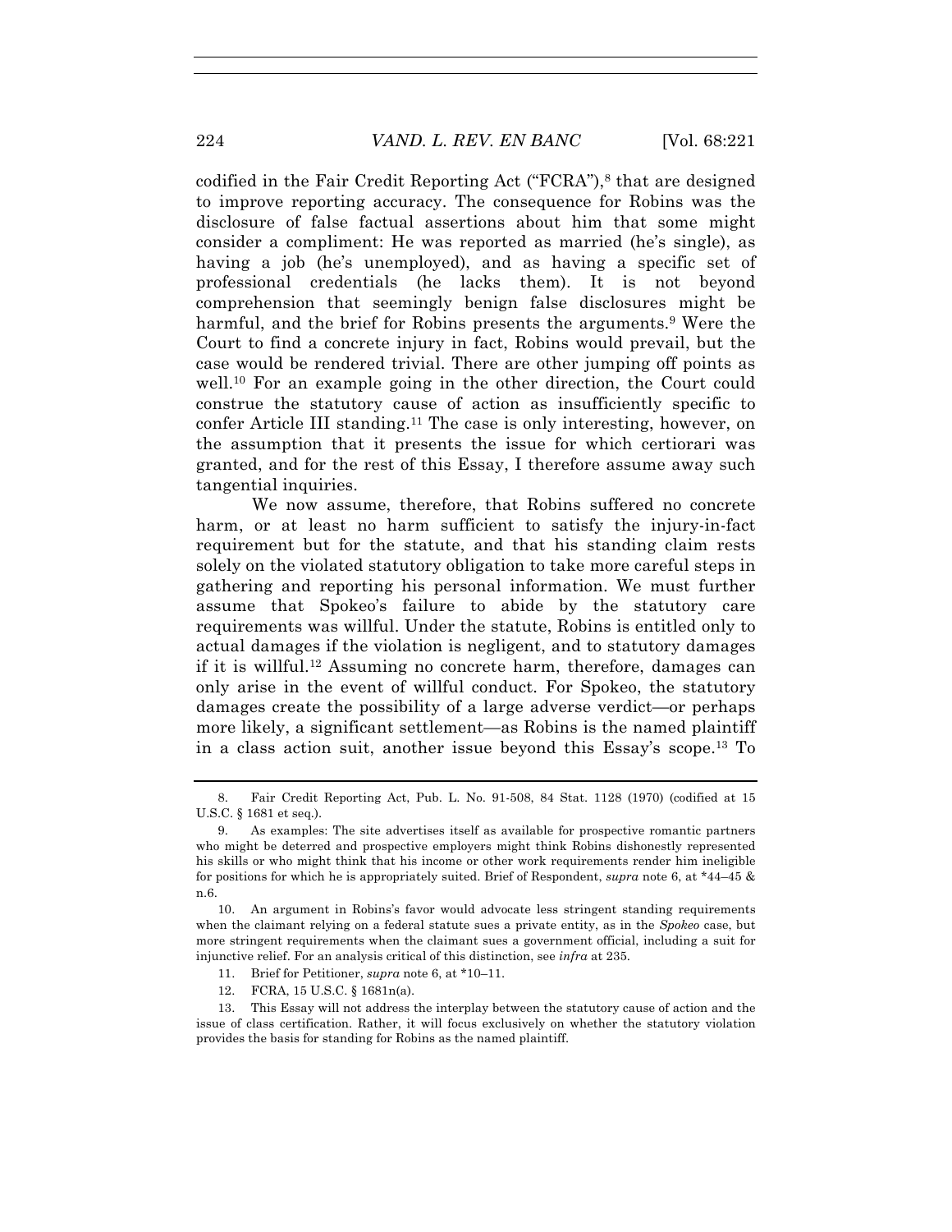codified in the Fair Credit Reporting Act ("FCRA"),[8] that are designed to improve reporting accuracy. The consequence for Robins was the disclosure of false factual assertions about him that some might consider a compliment: He was reported as married (he's single), as having a job (he's unemployed), and as having a specific set of professional credentials (he lacks them). It is not beyond comprehension that seemingly benign false disclosures might be harmful, and the brief for Robins presents the arguments.[9] Were the Court to find a concrete injury in fact, Robins would prevail, but the case would be rendered trivial. There are other jumping off points as well.[10] For an example going in the other direction, the Court could construe the statutory cause of action as insufficiently specific to confer Article III standing.[11] The case is only interesting, however, on the assumption that it presents the issue for which certiorari was granted, and for the rest of this Essay, I therefore assume away such tangential inquiries.

We now assume, therefore, that Robins suffered no concrete harm, or at least no harm sufficient to satisfy the injury-in-fact requirement but for the statute, and that his standing claim rests solely on the violated statutory obligation to take more careful steps in gathering and reporting his personal information. We must further assume that Spokeo's failure to abide by the statutory care requirements was willful. Under the statute, Robins is entitled only to actual damages if the violation is negligent, and to statutory damages if it is willful.[12] Assuming no concrete harm, therefore, damages can only arise in the event of willful conduct. For Spokeo, the statutory damages create the possibility of a large adverse verdict—or perhaps more likely, a significant settlement—as Robins is the named plaintiff in a class action suit, another issue beyond this Essay's scope.[13] To

---

8. Fair Credit Reporting Act, Pub. L. No. 91-508, 84 Stat. 1128 (1970) (codified at 15 U.S.C. § 1681 et seq.).

9. As examples: The site advertises itself as available for prospective romantic partners who might be deterred and prospective employers might think Robins dishonestly represented his skills or who might think that his income or other work requirements render him ineligible for positions for which he is appropriately suited. Brief of Respondent, *supra* note 6, at *44–45 & n.6.

10. An argument in Robins's favor would advocate less stringent standing requirements when the claimant relying on a federal statute sues a private entity, as in the *Spokeo* case, but more stringent requirements when the claimant sues a government official, including a suit for injunctive relief. For an analysis critical of this distinction, see *infra* at 235.

11. Brief for Petitioner, *supra* note 6, at *10–11.

12. FCRA, 15 U.S.C. § 1681n(a).

13. This Essay will not address the interplay between the statutory cause of action and the issue of class certification. Rather, it will focus exclusively on whether the statutory violation provides the basis for standing for Robins as the named plaintiff.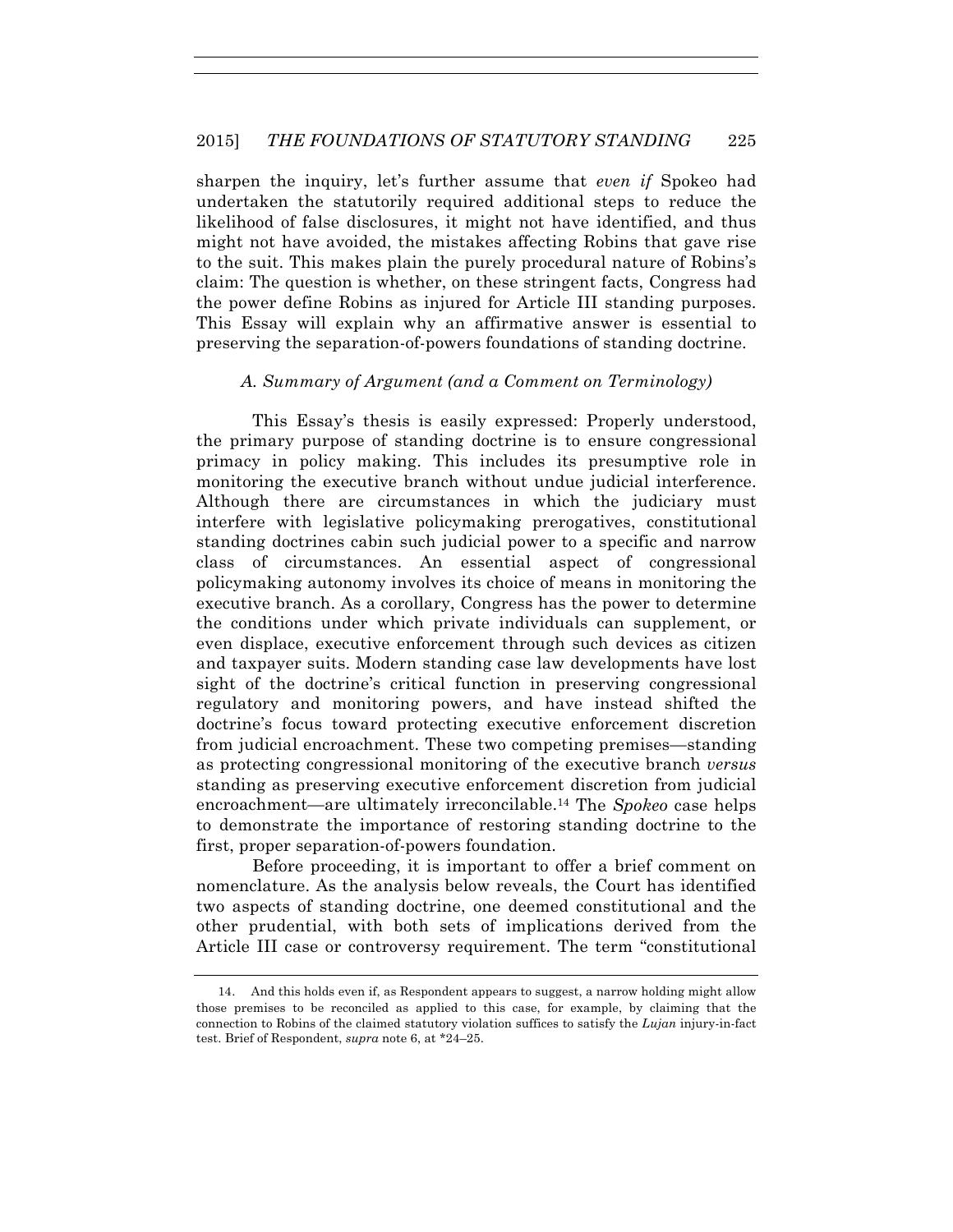sharpen the inquiry, let's further assume that *even if* Spokeo had undertaken the statutorily required additional steps to reduce the likelihood of false disclosures, it might not have identified, and thus might not have avoided, the mistakes affecting Robins that gave rise to the suit. This makes plain the purely procedural nature of Robins's claim: The question is whether, on these stringent facts, Congress had the power define Robins as injured for Article III standing purposes. This Essay will explain why an affirmative answer is essential to preserving the separation-of-powers foundations of standing doctrine.

### *A. Summary of Argument (and a Comment on Terminology)*

This Essay's thesis is easily expressed: Properly understood, the primary purpose of standing doctrine is to ensure congressional primacy in policy making. This includes its presumptive role in monitoring the executive branch without undue judicial interference. Although there are circumstances in which the judiciary must interfere with legislative policymaking prerogatives, constitutional standing doctrines cabin such judicial power to a specific and narrow class of circumstances. An essential aspect of congressional policymaking autonomy involves its choice of means in monitoring the executive branch. As a corollary, Congress has the power to determine the conditions under which private individuals can supplement, or even displace, executive enforcement through such devices as citizen and taxpayer suits. Modern standing case law developments have lost sight of the doctrine's critical function in preserving congressional regulatory and monitoring powers, and have instead shifted the doctrine's focus toward protecting executive enforcement discretion from judicial encroachment. These two competing premises—standing as protecting congressional monitoring of the executive branch *versus* standing as preserving executive enforcement discretion from judicial encroachment—are ultimately irreconcilable.[14] The *Spokeo* case helps to demonstrate the importance of restoring standing doctrine to the first, proper separation-of-powers foundation.

Before proceeding, it is important to offer a brief comment on nomenclature. As the analysis below reveals, the Court has identified two aspects of standing doctrine, one deemed constitutional and the other prudential, with both sets of implications derived from the Article III case or controversy requirement. The term "constitutional

---

14. And this holds even if, as Respondent appears to suggest, a narrow holding might allow those premises to be reconciled as applied to this case, for example, by claiming that the connection to Robins of the claimed statutory violation suffices to satisfy the *Lujan* injury-in-fact test. Brief of Respondent, *supra* note 6, at *24–25.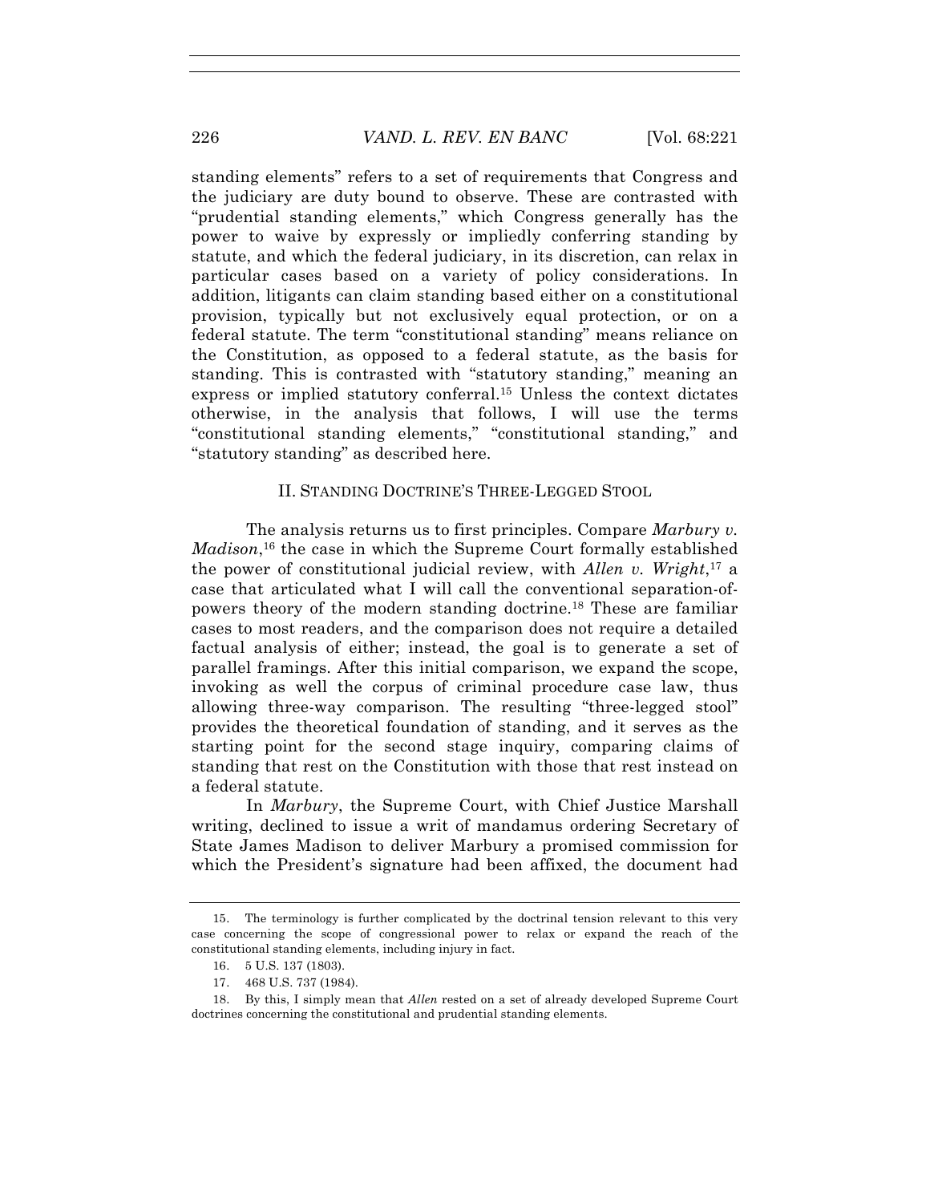standing elements" refers to a set of requirements that Congress and the judiciary are duty bound to observe. These are contrasted with "prudential standing elements," which Congress generally has the power to waive by expressly or impliedly conferring standing by statute, and which the federal judiciary, in its discretion, can relax in particular cases based on a variety of policy considerations. In addition, litigants can claim standing based either on a constitutional provision, typically but not exclusively equal protection, or on a federal statute. The term "constitutional standing" means reliance on the Constitution, as opposed to a federal statute, as the basis for standing. This is contrasted with "statutory standing," meaning an express or implied statutory conferral.[15] Unless the context dictates otherwise, in the analysis that follows, I will use the terms "constitutional standing elements," "constitutional standing," and "statutory standing" as described here.

## II. STANDING DOCTRINE'S THREE-LEGGED STOOL

The analysis returns us to first principles. Compare *Marbury v. Madison*,[16] the case in which the Supreme Court formally established the power of constitutional judicial review, with *Allen v. Wright*,[17] a case that articulated what I will call the conventional separation-of-powers theory of the modern standing doctrine.[18] These are familiar cases to most readers, and the comparison does not require a detailed factual analysis of either; instead, the goal is to generate a set of parallel framings. After this initial comparison, we expand the scope, invoking as well the corpus of criminal procedure case law, thus allowing three-way comparison. The resulting "three-legged stool" provides the theoretical foundation of standing, and it serves as the starting point for the second stage inquiry, comparing claims of standing that rest on the Constitution with those that rest instead on a federal statute.

In *Marbury*, the Supreme Court, with Chief Justice Marshall writing, declined to issue a writ of mandamus ordering Secretary of State James Madison to deliver Marbury a promised commission for which the President's signature had been affixed, the document had

---

15. The terminology is further complicated by the doctrinal tension relevant to this very case concerning the scope of congressional power to relax or expand the reach of the constitutional standing elements, including injury in fact.

16. 5 U.S. 137 (1803).

17. 468 U.S. 737 (1984).

18. By this, I simply mean that *Allen* rested on a set of already developed Supreme Court doctrines concerning the constitutional and prudential standing elements.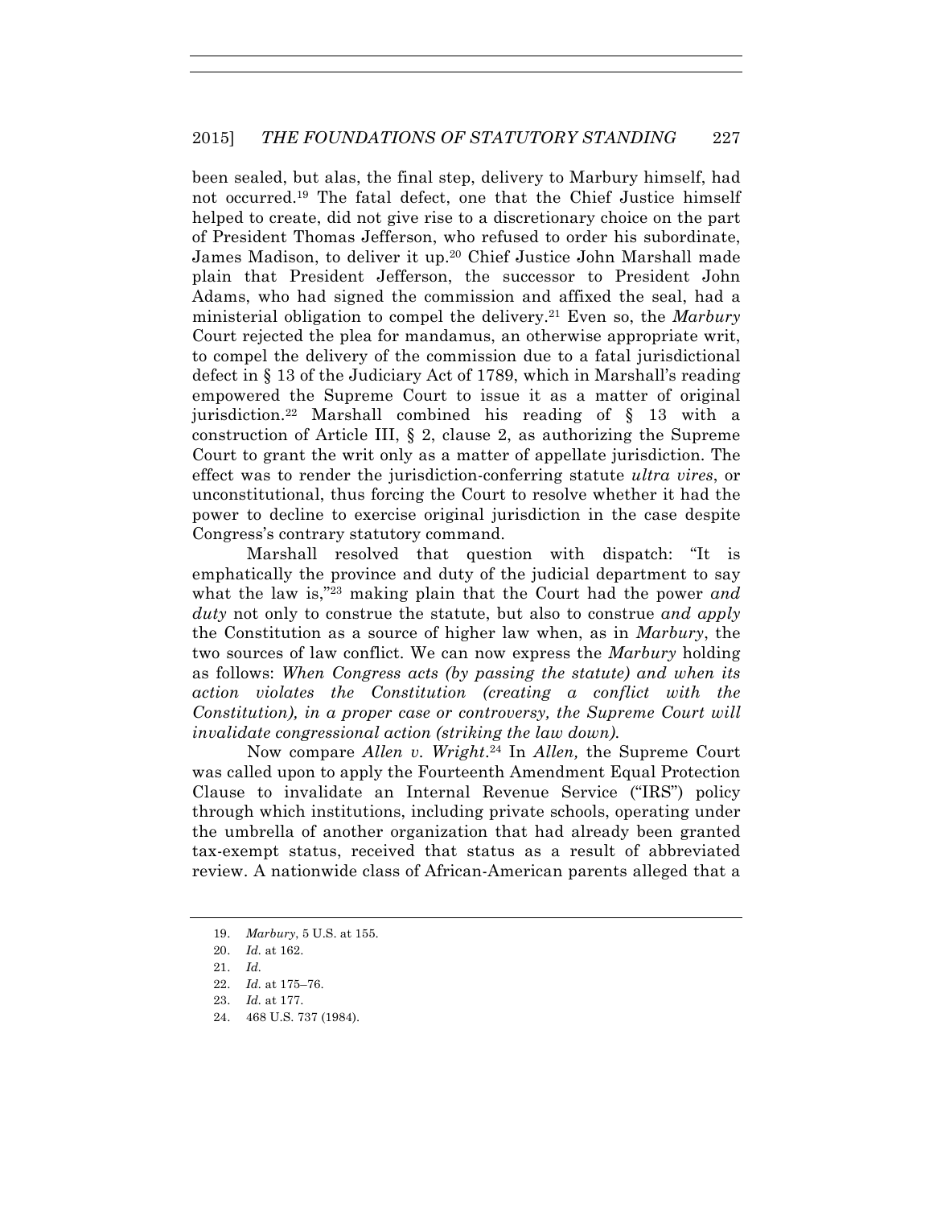been sealed, but alas, the final step, delivery to Marbury himself, had not occurred.[19] The fatal defect, one that the Chief Justice himself helped to create, did not give rise to a discretionary choice on the part of President Thomas Jefferson, who refused to order his subordinate, James Madison, to deliver it up.[20] Chief Justice John Marshall made plain that President Jefferson, the successor to President John Adams, who had signed the commission and affixed the seal, had a ministerial obligation to compel the delivery.[21] Even so, the *Marbury* Court rejected the plea for mandamus, an otherwise appropriate writ, to compel the delivery of the commission due to a fatal jurisdictional defect in § 13 of the Judiciary Act of 1789, which in Marshall's reading empowered the Supreme Court to issue it as a matter of original jurisdiction.[22] Marshall combined his reading of § 13 with a construction of Article III, § 2, clause 2, as authorizing the Supreme Court to grant the writ only as a matter of appellate jurisdiction. The effect was to render the jurisdiction-conferring statute *ultra vires*, or unconstitutional, thus forcing the Court to resolve whether it had the power to decline to exercise original jurisdiction in the case despite Congress's contrary statutory command.

Marshall resolved that question with dispatch: "It is emphatically the province and duty of the judicial department to say what the law is,"[23] making plain that the Court had the power *and duty* not only to construe the statute, but also to construe *and apply* the Constitution as a source of higher law when, as in *Marbury*, the two sources of law conflict. We can now express the *Marbury* holding as follows: *When Congress acts (by passing the statute) and when its action violates the Constitution (creating a conflict with the Constitution), in a proper case or controversy, the Supreme Court will invalidate congressional action (striking the law down).*

Now compare *Allen v. Wright*.[24] In *Allen,* the Supreme Court was called upon to apply the Fourteenth Amendment Equal Protection Clause to invalidate an Internal Revenue Service ("IRS") policy through which institutions, including private schools, operating under the umbrella of another organization that had already been granted tax-exempt status, received that status as a result of abbreviated review. A nationwide class of African-American parents alleged that a

19. *Marbury*, 5 U.S. at 155.

20. *Id.* at 162.

21. *Id.*

22. *Id.* at 175–76.

23. *Id.* at 177.

24. 468 U.S. 737 (1984).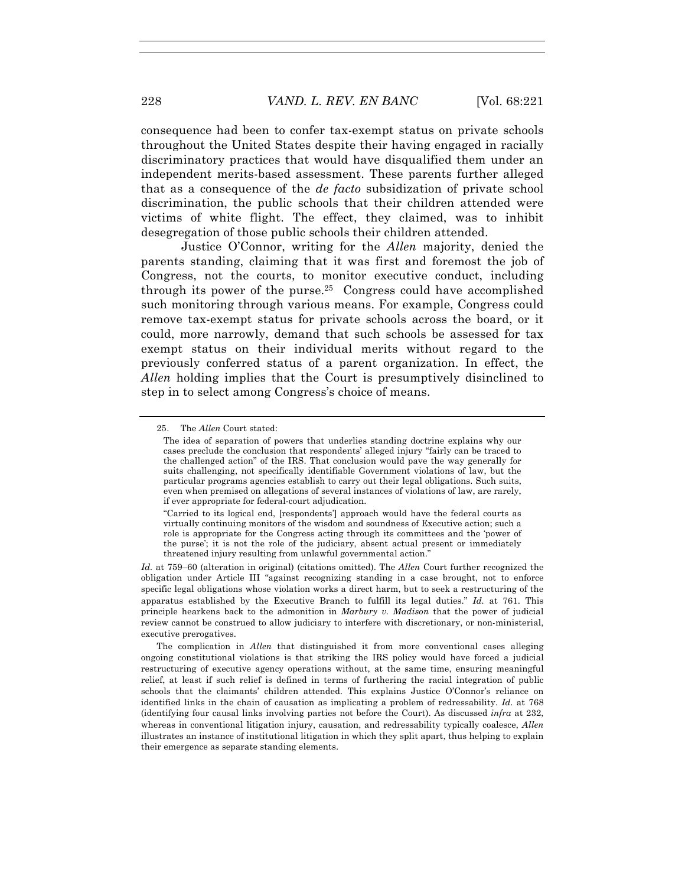consequence had been to confer tax-exempt status on private schools throughout the United States despite their having engaged in racially discriminatory practices that would have disqualified them under an independent merits-based assessment. These parents further alleged that as a consequence of the *de facto* subsidization of private school discrimination, the public schools that their children attended were victims of white flight. The effect, they claimed, was to inhibit desegregation of those public schools their children attended.

Justice O'Connor, writing for the *Allen* majority, denied the parents standing, claiming that it was first and foremost the job of Congress, not the courts, to monitor executive conduct, including through its power of the purse.[25] Congress could have accomplished such monitoring through various means. For example, Congress could remove tax-exempt status for private schools across the board, or it could, more narrowly, demand that such schools be assessed for tax exempt status on their individual merits without regard to the previously conferred status of a parent organization. In effect, the *Allen* holding implies that the Court is presumptively disinclined to step in to select among Congress's choice of means.

---

25. The *Allen* Court stated:

> The idea of separation of powers that underlies standing doctrine explains why our cases preclude the conclusion that respondents' alleged injury "fairly can be traced to the challenged action" of the IRS. That conclusion would pave the way generally for suits challenging, not specifically identifiable Government violations of law, but the particular programs agencies establish to carry out their legal obligations. Such suits, even when premised on allegations of several instances of violations of law, are rarely, if ever appropriate for federal-court adjudication.
>
> "Carried to its logical end, [respondents'] approach would have the federal courts as virtually continuing monitors of the wisdom and soundness of Executive action; such a role is appropriate for the Congress acting through its committees and the 'power of the purse'; it is not the role of the judiciary, absent actual present or immediately threatened injury resulting from unlawful governmental action."

*Id.* at 759–60 (alteration in original) (citations omitted). The *Allen* Court further recognized the obligation under Article III "against recognizing standing in a case brought, not to enforce specific legal obligations whose violation works a direct harm, but to seek a restructuring of the apparatus established by the Executive Branch to fulfill its legal duties." *Id.* at 761. This principle hearkens back to the admonition in *Marbury v. Madison* that the power of judicial review cannot be construed to allow judiciary to interfere with discretionary, or non-ministerial, executive prerogatives.

The complication in *Allen* that distinguished it from more conventional cases alleging ongoing constitutional violations is that striking the IRS policy would have forced a judicial restructuring of executive agency operations without, at the same time, ensuring meaningful relief, at least if such relief is defined in terms of furthering the racial integration of public schools that the claimants' children attended. This explains Justice O'Connor's reliance on identified links in the chain of causation as implicating a problem of redressability. *Id.* at 768 (identifying four causal links involving parties not before the Court). As discussed *infra* at 232, whereas in conventional litigation injury, causation, and redressability typically coalesce, *Allen* illustrates an instance of institutional litigation in which they split apart, thus helping to explain their emergence as separate standing elements.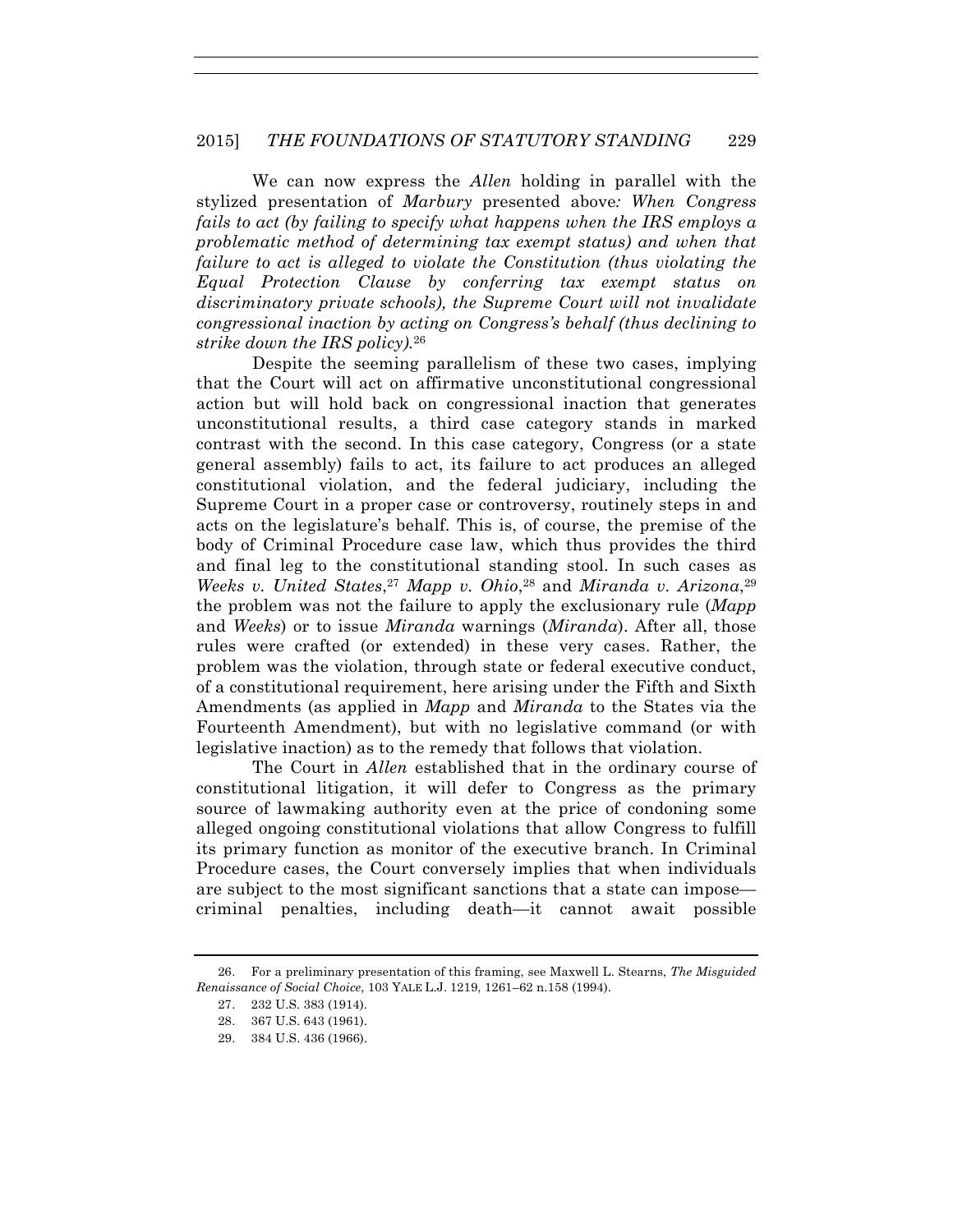We can now express the *Allen* holding in parallel with the stylized presentation of *Marbury* presented above*: When Congress fails to act (by failing to specify what happens when the IRS employs a problematic method of determining tax exempt status) and when that failure to act is alleged to violate the Constitution (thus violating the Equal Protection Clause by conferring tax exempt status on discriminatory private schools), the Supreme Court will not invalidate congressional inaction by acting on Congress's behalf (thus declining to strike down the IRS policy).*[26]

Despite the seeming parallelism of these two cases, implying that the Court will act on affirmative unconstitutional congressional action but will hold back on congressional inaction that generates unconstitutional results, a third case category stands in marked contrast with the second. In this case category, Congress (or a state general assembly) fails to act, its failure to act produces an alleged constitutional violation, and the federal judiciary, including the Supreme Court in a proper case or controversy, routinely steps in and acts on the legislature's behalf. This is, of course, the premise of the body of Criminal Procedure case law, which thus provides the third and final leg to the constitutional standing stool. In such cases as *Weeks v. United States*,[27] *Mapp v. Ohio*,[28] and *Miranda v. Arizona*,[29] the problem was not the failure to apply the exclusionary rule (*Mapp* and *Weeks*) or to issue *Miranda* warnings (*Miranda*). After all, those rules were crafted (or extended) in these very cases. Rather, the problem was the violation, through state or federal executive conduct, of a constitutional requirement, here arising under the Fifth and Sixth Amendments (as applied in *Mapp* and *Miranda* to the States via the Fourteenth Amendment), but with no legislative command (or with legislative inaction) as to the remedy that follows that violation.

The Court in *Allen* established that in the ordinary course of constitutional litigation, it will defer to Congress as the primary source of lawmaking authority even at the price of condoning some alleged ongoing constitutional violations that allow Congress to fulfill its primary function as monitor of the executive branch. In Criminal Procedure cases, the Court conversely implies that when individuals are subject to the most significant sanctions that a state can impose—criminal penalties, including death—it cannot await possible

26. For a preliminary presentation of this framing, see Maxwell L. Stearns, *The Misguided Renaissance of Social Choice*, 103 YALE L.J. 1219, 1261–62 n.158 (1994).

27. 232 U.S. 383 (1914).

28. 367 U.S. 643 (1961).

29. 384 U.S. 436 (1966).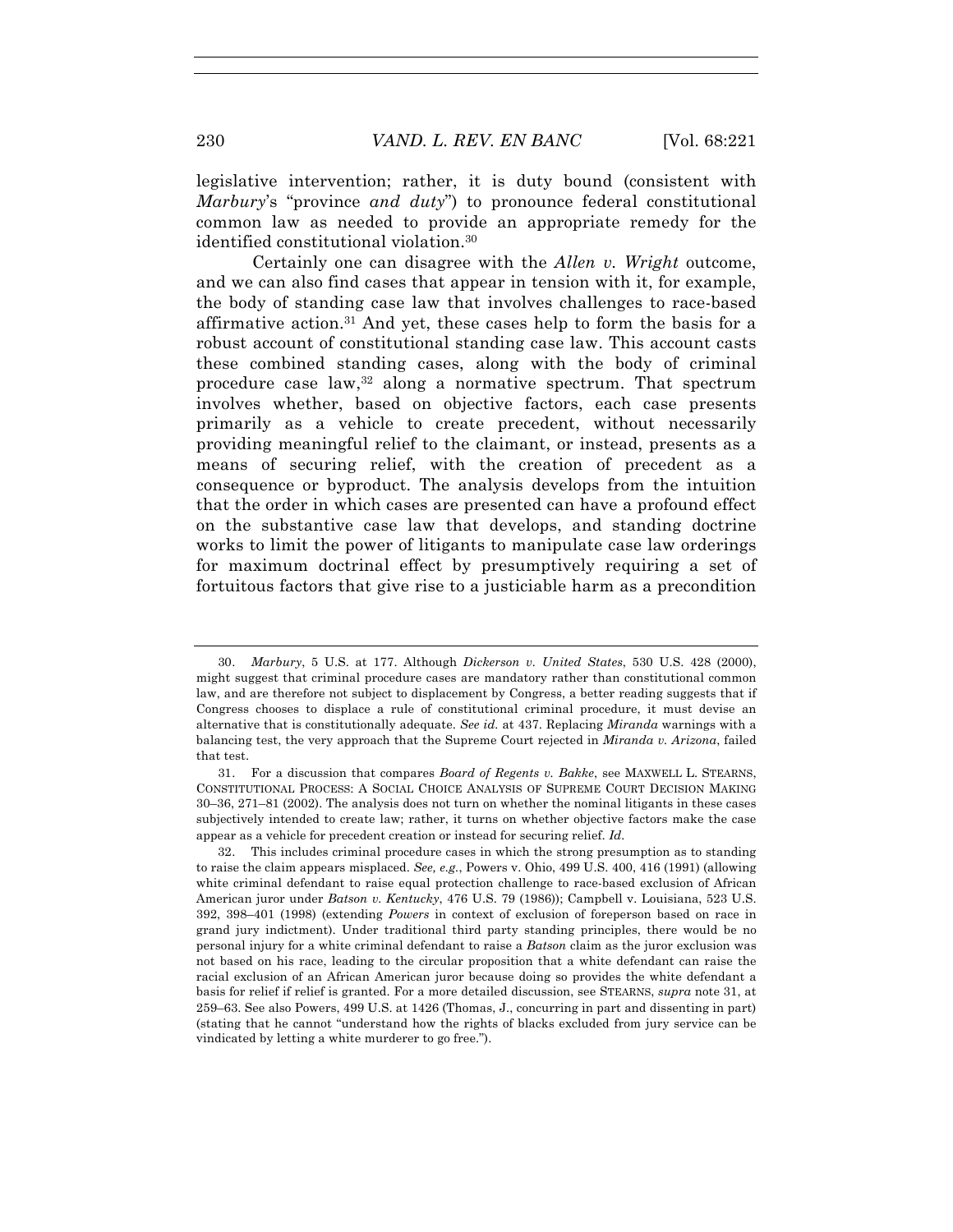legislative intervention; rather, it is duty bound (consistent with *Marbury*'s "province *and duty*") to pronounce federal constitutional common law as needed to provide an appropriate remedy for the identified constitutional violation.[30]

Certainly one can disagree with the *Allen v. Wright* outcome, and we can also find cases that appear in tension with it, for example, the body of standing case law that involves challenges to race-based affirmative action.[31] And yet, these cases help to form the basis for a robust account of constitutional standing case law. This account casts these combined standing cases, along with the body of criminal procedure case law,[32] along a normative spectrum. That spectrum involves whether, based on objective factors, each case presents primarily as a vehicle to create precedent, without necessarily providing meaningful relief to the claimant, or instead, presents as a means of securing relief, with the creation of precedent as a consequence or byproduct. The analysis develops from the intuition that the order in which cases are presented can have a profound effect on the substantive case law that develops, and standing doctrine works to limit the power of litigants to manipulate case law orderings for maximum doctrinal effect by presumptively requiring a set of fortuitous factors that give rise to a justiciable harm as a precondition

---

30. *Marbury*, 5 U.S. at 177. Although *Dickerson v. United States*, 530 U.S. 428 (2000), might suggest that criminal procedure cases are mandatory rather than constitutional common law, and are therefore not subject to displacement by Congress, a better reading suggests that if Congress chooses to displace a rule of constitutional criminal procedure, it must devise an alternative that is constitutionally adequate. *See id.* at 437. Replacing *Miranda* warnings with a balancing test, the very approach that the Supreme Court rejected in *Miranda v. Arizona*, failed that test.

31. For a discussion that compares *Board of Regents v. Bakke*, see MAXWELL L. STEARNS, CONSTITUTIONAL PROCESS: A SOCIAL CHOICE ANALYSIS OF SUPREME COURT DECISION MAKING 30–36, 271–81 (2002). The analysis does not turn on whether the nominal litigants in these cases subjectively intended to create law; rather, it turns on whether objective factors make the case appear as a vehicle for precedent creation or instead for securing relief. *Id.*

32. This includes criminal procedure cases in which the strong presumption as to standing to raise the claim appears misplaced. *See, e.g.*, Powers v. Ohio, 499 U.S. 400, 416 (1991) (allowing white criminal defendant to raise equal protection challenge to race-based exclusion of African American juror under *Batson v. Kentucky*, 476 U.S. 79 (1986)); Campbell v. Louisiana, 523 U.S. 392, 398–401 (1998) (extending *Powers* in context of exclusion of foreperson based on race in grand jury indictment). Under traditional third party standing principles, there would be no personal injury for a white criminal defendant to raise a *Batson* claim as the juror exclusion was not based on his race, leading to the circular proposition that a white defendant can raise the racial exclusion of an African American juror because doing so provides the white defendant a basis for relief if relief is granted. For a more detailed discussion, see STEARNS, *supra* note 31, at 259–63. See also Powers, 499 U.S. at 1426 (Thomas, J., concurring in part and dissenting in part) (stating that he cannot "understand how the rights of blacks excluded from jury service can be vindicated by letting a white murderer to go free.").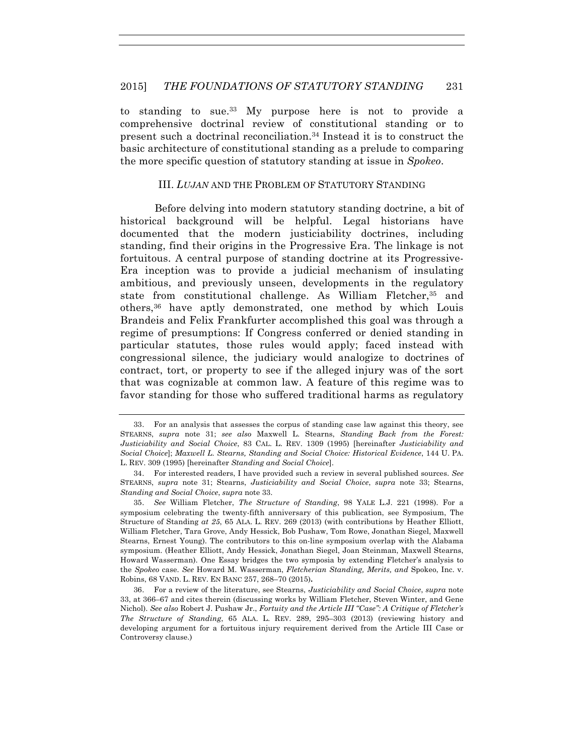to standing to sue.[33] My purpose here is not to provide a comprehensive doctrinal review of constitutional standing or to present such a doctrinal reconciliation.[34] Instead it is to construct the basic architecture of constitutional standing as a prelude to comparing the more specific question of statutory standing at issue in *Spokeo*.

## III. *LUJAN* AND THE PROBLEM OF STATUTORY STANDING

Before delving into modern statutory standing doctrine, a bit of historical background will be helpful. Legal historians have documented that the modern justiciability doctrines, including standing, find their origins in the Progressive Era. The linkage is not fortuitous. A central purpose of standing doctrine at its Progressive-Era inception was to provide a judicial mechanism of insulating ambitious, and previously unseen, developments in the regulatory state from constitutional challenge. As William Fletcher,[35] and others,[36] have aptly demonstrated, one method by which Louis Brandeis and Felix Frankfurter accomplished this goal was through a regime of presumptions: If Congress conferred or denied standing in particular statutes, those rules would apply; faced instead with congressional silence, the judiciary would analogize to doctrines of contract, tort, or property to see if the alleged injury was of the sort that was cognizable at common law. A feature of this regime was to favor standing for those who suffered traditional harms as regulatory

---

33. For an analysis that assesses the corpus of standing case law against this theory, see STEARNS, *supra* note 31; *see also* Maxwell L. Stearns, *Standing Back from the Forest: Justiciability and Social Choice*, 83 CAL. L. REV. 1309 (1995) [hereinafter *Justiciability and Social Choice*]; *Maxwell L. Stearns, Standing and Social Choice: Historical Evidence*, 144 U. PA. L. REV. 309 (1995) [hereinafter *Standing and Social Choice*].

34. For interested readers, I have provided such a review in several published sources. *See* STEARNS, *supra* note 31; Stearns, *Justiciability and Social Choice*, *supra* note 33; Stearns, *Standing and Social Choice*, *supra* note 33.

35. *See* William Fletcher, *The Structure of Standing*, 98 YALE L.J. 221 (1998). For a symposium celebrating the twenty-fifth anniversary of this publication, see Symposium, The Structure of Standing *at 25*, 65 ALA. L. REV. 269 (2013) (with contributions by Heather Elliott, William Fletcher, Tara Grove, Andy Hessick, Bob Pushaw, Tom Rowe, Jonathan Siegel, Maxwell Stearns, Ernest Young). The contributors to this on-line symposium overlap with the Alabama symposium. (Heather Elliott, Andy Hessick, Jonathan Siegel, Joan Steinman, Maxwell Stearns, Howard Wasserman). One Essay bridges the two symposia by extending Fletcher's analysis to the *Spokeo* case. *See* Howard M. Wasserman, *Fletcherian Standing, Merits, and* Spokeo, Inc. v. Robins, 68 VAND. L. REV. EN BANC 257, 268–70 (2015)**.**

36. For a review of the literature, see Stearns, *Justiciability and Social Choice*, *supra* note 33, at 366–67 and cites therein (discussing works by William Fletcher, Steven Winter, and Gene Nichol). *See also* Robert J. Pushaw Jr., *Fortuity and the Article III "Case": A Critique of Fletcher's The Structure of Standing*, 65 ALA. L. REV. 289, 295–303 (2013) (reviewing history and developing argument for a fortuitous injury requirement derived from the Article III Case or Controversy clause.)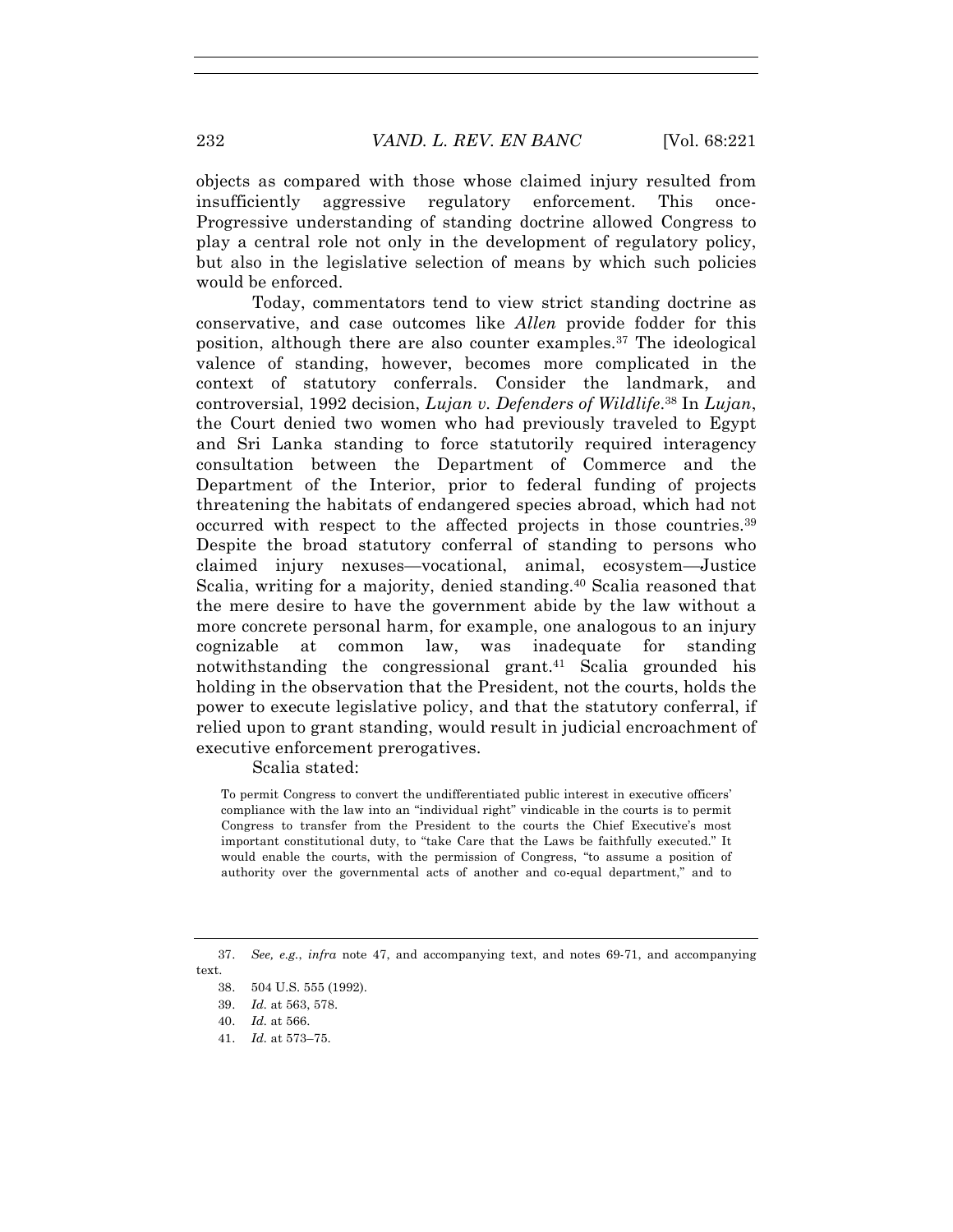objects as compared with those whose claimed injury resulted from insufficiently aggressive regulatory enforcement. This once-Progressive understanding of standing doctrine allowed Congress to play a central role not only in the development of regulatory policy, but also in the legislative selection of means by which such policies would be enforced.

Today, commentators tend to view strict standing doctrine as conservative, and case outcomes like *Allen* provide fodder for this position, although there are also counter examples.[37] The ideological valence of standing, however, becomes more complicated in the context of statutory conferrals. Consider the landmark, and controversial, 1992 decision, *Lujan v. Defenders of Wildlife*.[38] In *Lujan*, the Court denied two women who had previously traveled to Egypt and Sri Lanka standing to force statutorily required interagency consultation between the Department of Commerce and the Department of the Interior, prior to federal funding of projects threatening the habitats of endangered species abroad, which had not occurred with respect to the affected projects in those countries.[39] Despite the broad statutory conferral of standing to persons who claimed injury nexuses—vocational, animal, ecosystem—Justice Scalia, writing for a majority, denied standing.[40] Scalia reasoned that the mere desire to have the government abide by the law without a more concrete personal harm, for example, one analogous to an injury cognizable at common law, was inadequate for standing notwithstanding the congressional grant.[41] Scalia grounded his holding in the observation that the President, not the courts, holds the power to execute legislative policy, and that the statutory conferral, if relied upon to grant standing, would result in judicial encroachment of executive enforcement prerogatives.

Scalia stated:

> To permit Congress to convert the undifferentiated public interest in executive officers' compliance with the law into an "individual right" vindicable in the courts is to permit Congress to transfer from the President to the courts the Chief Executive's most important constitutional duty, to "take Care that the Laws be faithfully executed." It would enable the courts, with the permission of Congress, "to assume a position of authority over the governmental acts of another and co-equal department," and to

37. *See, e.g.*, *infra* note 47, and accompanying text, and notes 69-71, and accompanying text.

38. 504 U.S. 555 (1992).

39. *Id.* at 563, 578.

40. *Id.* at 566.

41. *Id.* at 573–75.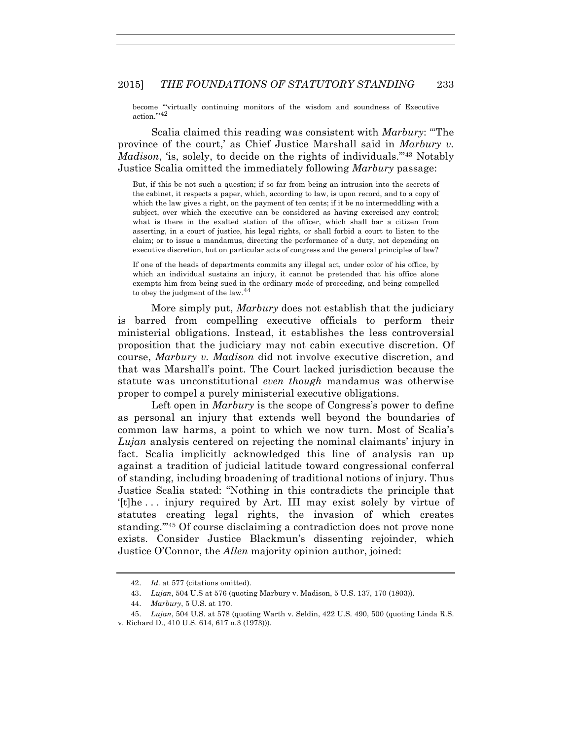become "'virtually continuing monitors of the wisdom and soundness of Executive action.'"[42]

Scalia claimed this reading was consistent with *Marbury*: "'The province of the court,' as Chief Justice Marshall said in *Marbury v. Madison*, 'is, solely, to decide on the rights of individuals.'"[43] Notably Justice Scalia omitted the immediately following *Marbury* passage:

> But, if this be not such a question; if so far from being an intrusion into the secrets of the cabinet, it respects a paper, which, according to law, is upon record, and to a copy of which the law gives a right, on the payment of ten cents; if it be no intermeddling with a subject, over which the executive can be considered as having exercised any control; what is there in the exalted station of the officer, which shall bar a citizen from asserting, in a court of justice, his legal rights, or shall forbid a court to listen to the claim; or to issue a mandamus, directing the performance of a duty, not depending on executive discretion, but on particular acts of congress and the general principles of law?
>
> If one of the heads of departments commits any illegal act, under color of his office, by which an individual sustains an injury, it cannot be pretended that his office alone exempts him from being sued in the ordinary mode of proceeding, and being compelled to obey the judgment of the law.[44]

More simply put, *Marbury* does not establish that the judiciary is barred from compelling executive officials to perform their ministerial obligations. Instead, it establishes the less controversial proposition that the judiciary may not cabin executive discretion. Of course, *Marbury v. Madison* did not involve executive discretion, and that was Marshall's point. The Court lacked jurisdiction because the statute was unconstitutional *even though* mandamus was otherwise proper to compel a purely ministerial executive obligations.

Left open in *Marbury* is the scope of Congress's power to define as personal an injury that extends well beyond the boundaries of common law harms, a point to which we now turn. Most of Scalia's *Lujan* analysis centered on rejecting the nominal claimants' injury in fact. Scalia implicitly acknowledged this line of analysis ran up against a tradition of judicial latitude toward congressional conferral of standing, including broadening of traditional notions of injury. Thus Justice Scalia stated: "Nothing in this contradicts the principle that '[t]he . . . injury required by Art. III may exist solely by virtue of statutes creating legal rights, the invasion of which creates standing.'"[45] Of course disclaiming a contradiction does not prove none exists. Consider Justice Blackmun's dissenting rejoinder, which Justice O'Connor, the *Allen* majority opinion author, joined:

---

42. *Id.* at 577 (citations omitted).

43. *Lujan*, 504 U.S at 576 (quoting Marbury v. Madison, 5 U.S. 137, 170 (1803)).

44. *Marbury*, 5 U.S. at 170.

45. *Lujan*, 504 U.S. at 578 (quoting Warth v. Seldin, 422 U.S. 490, 500 (quoting Linda R.S. v. Richard D., 410 U.S. 614, 617 n.3 (1973))).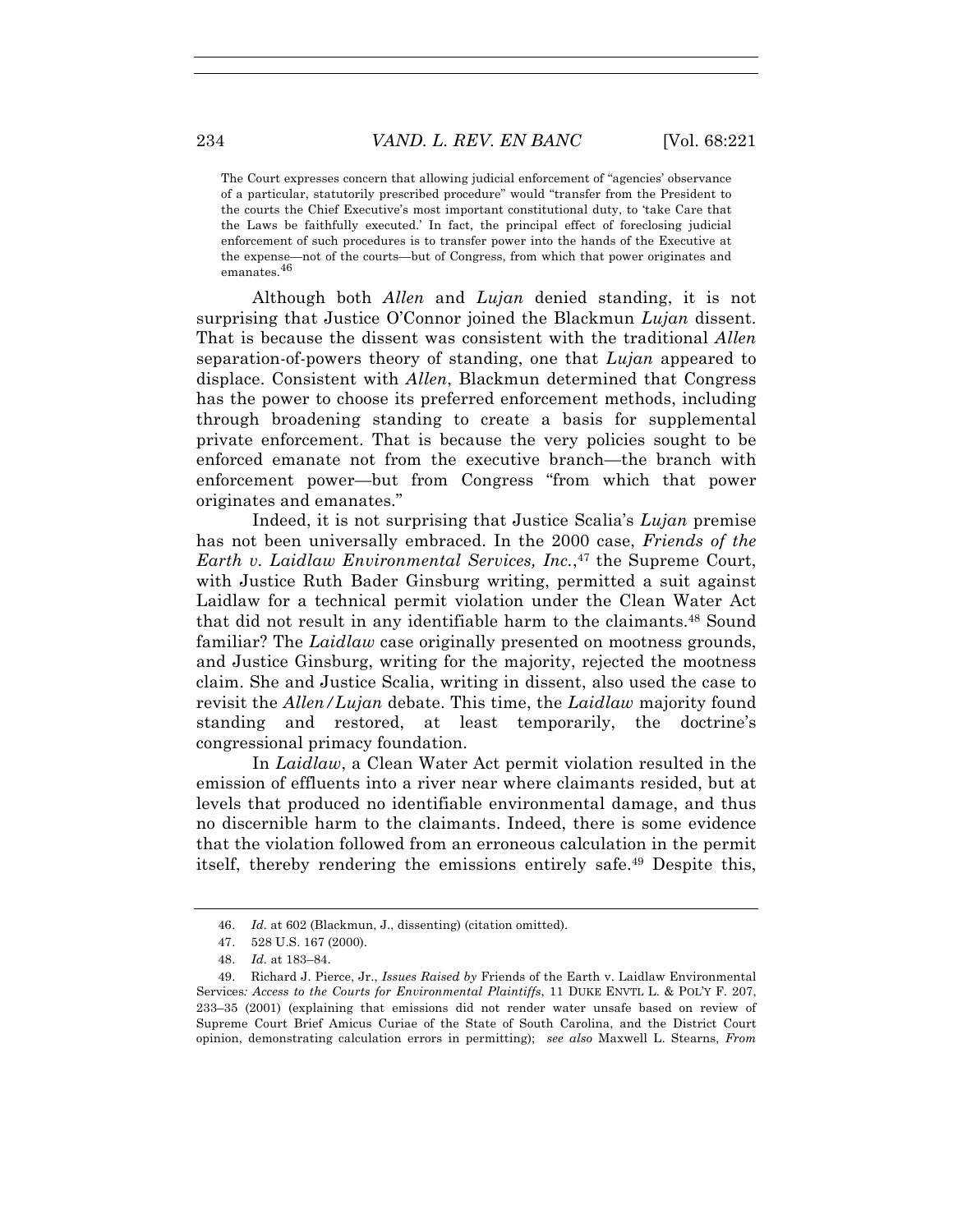> The Court expresses concern that allowing judicial enforcement of "agencies' observance of a particular, statutorily prescribed procedure" would "transfer from the President to the courts the Chief Executive's most important constitutional duty, to 'take Care that the Laws be faithfully executed.' In fact, the principal effect of foreclosing judicial enforcement of such procedures is to transfer power into the hands of the Executive at the expense—not of the courts—but of Congress, from which that power originates and emanates.[46]

Although both *Allen* and *Lujan* denied standing, it is not surprising that Justice O'Connor joined the Blackmun *Lujan* dissent. That is because the dissent was consistent with the traditional *Allen* separation-of-powers theory of standing, one that *Lujan* appeared to displace. Consistent with *Allen*, Blackmun determined that Congress has the power to choose its preferred enforcement methods, including through broadening standing to create a basis for supplemental private enforcement. That is because the very policies sought to be enforced emanate not from the executive branch—the branch with enforcement power—but from Congress "from which that power originates and emanates."

Indeed, it is not surprising that Justice Scalia's *Lujan* premise has not been universally embraced. In the 2000 case, *Friends of the Earth v. Laidlaw Environmental Services, Inc.*,[47] the Supreme Court, with Justice Ruth Bader Ginsburg writing, permitted a suit against Laidlaw for a technical permit violation under the Clean Water Act that did not result in any identifiable harm to the claimants.[48] Sound familiar? The *Laidlaw* case originally presented on mootness grounds, and Justice Ginsburg, writing for the majority, rejected the mootness claim. She and Justice Scalia, writing in dissent, also used the case to revisit the *Allen/Lujan* debate. This time, the *Laidlaw* majority found standing and restored, at least temporarily, the doctrine's congressional primacy foundation.

In *Laidlaw*, a Clean Water Act permit violation resulted in the emission of effluents into a river near where claimants resided, but at levels that produced no identifiable environmental damage, and thus no discernible harm to the claimants. Indeed, there is some evidence that the violation followed from an erroneous calculation in the permit itself, thereby rendering the emissions entirely safe.[49] Despite this,

---

46. *Id.* at 602 (Blackmun, J., dissenting) (citation omitted).

47. 528 U.S. 167 (2000).

48. *Id.* at 183–84.

49. Richard J. Pierce, Jr., *Issues Raised by* Friends of the Earth v. Laidlaw Environmental Services*: Access to the Courts for Environmental Plaintiffs*, 11 DUKE ENVTL L. & POL'Y F. 207, 233–35 (2001) (explaining that emissions did not render water unsafe based on review of Supreme Court Brief Amicus Curiae of the State of South Carolina, and the District Court opinion, demonstrating calculation errors in permitting); *see also* Maxwell L. Stearns, *From*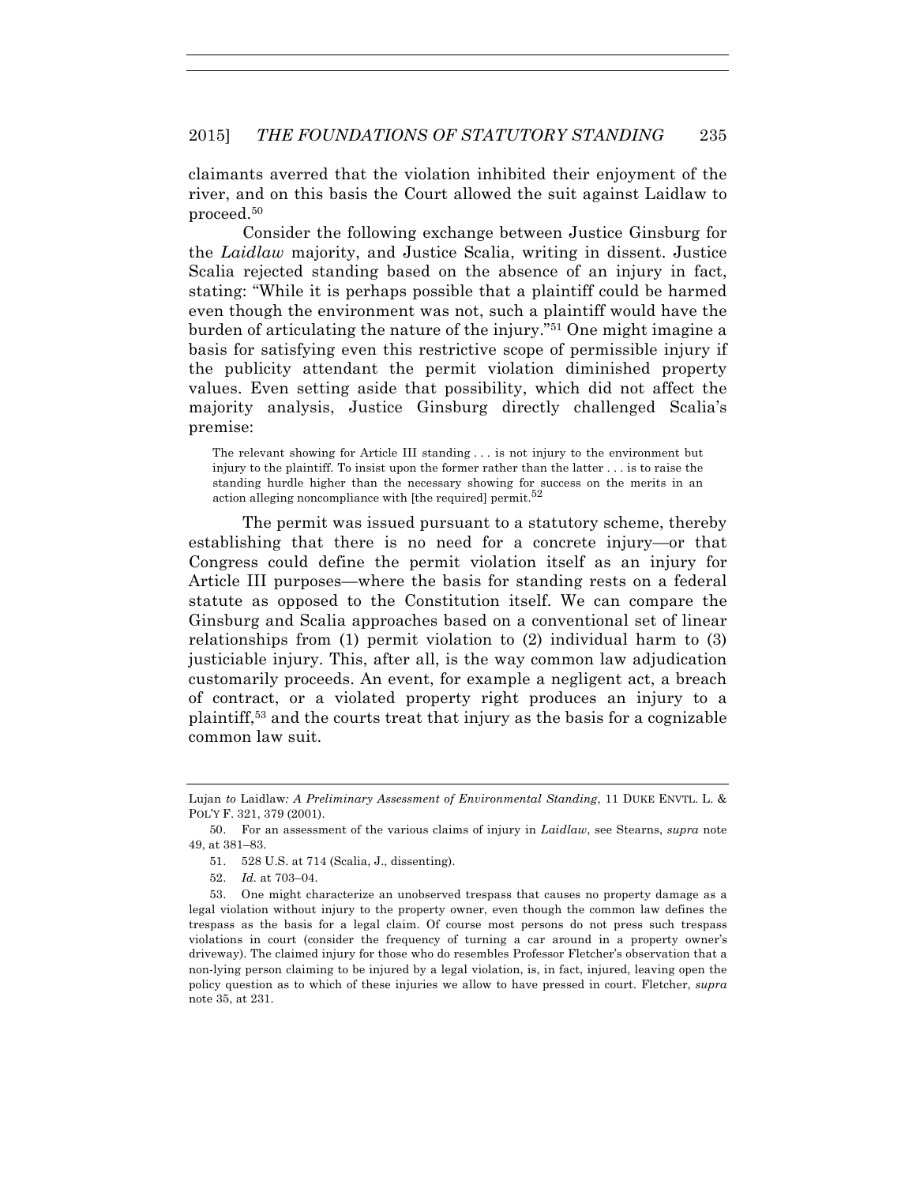claimants averred that the violation inhibited their enjoyment of the river, and on this basis the Court allowed the suit against Laidlaw to proceed.[50]

Consider the following exchange between Justice Ginsburg for the *Laidlaw* majority, and Justice Scalia, writing in dissent. Justice Scalia rejected standing based on the absence of an injury in fact, stating: "While it is perhaps possible that a plaintiff could be harmed even though the environment was not, such a plaintiff would have the burden of articulating the nature of the injury."[51] One might imagine a basis for satisfying even this restrictive scope of permissible injury if the publicity attendant the permit violation diminished property values. Even setting aside that possibility, which did not affect the majority analysis, Justice Ginsburg directly challenged Scalia's premise:

> The relevant showing for Article III standing . . . is not injury to the environment but injury to the plaintiff. To insist upon the former rather than the latter . . . is to raise the standing hurdle higher than the necessary showing for success on the merits in an action alleging noncompliance with [the required] permit.[52]

The permit was issued pursuant to a statutory scheme, thereby establishing that there is no need for a concrete injury—or that Congress could define the permit violation itself as an injury for Article III purposes—where the basis for standing rests on a federal statute as opposed to the Constitution itself. We can compare the Ginsburg and Scalia approaches based on a conventional set of linear relationships from (1) permit violation to (2) individual harm to (3) justiciable injury. This, after all, is the way common law adjudication customarily proceeds. An event, for example a negligent act, a breach of contract, or a violated property right produces an injury to a plaintiff,[53] and the courts treat that injury as the basis for a cognizable common law suit.

---

Lujan *to* Laidlaw*: A Preliminary Assessment of Environmental Standing*, 11 DUKE ENVTL. L. & POL'Y F. 321, 379 (2001).

50. For an assessment of the various claims of injury in *Laidlaw*, see Stearns, *supra* note 49, at 381–83.

51. 528 U.S. at 714 (Scalia, J., dissenting).

52. *Id.* at 703–04.

53. One might characterize an unobserved trespass that causes no property damage as a legal violation without injury to the property owner, even though the common law defines the trespass as the basis for a legal claim. Of course most persons do not press such trespass violations in court (consider the frequency of turning a car around in a property owner's driveway). The claimed injury for those who do resembles Professor Fletcher's observation that a non-lying person claiming to be injured by a legal violation, is, in fact, injured, leaving open the policy question as to which of these injuries we allow to have pressed in court. Fletcher, *supra* note 35, at 231.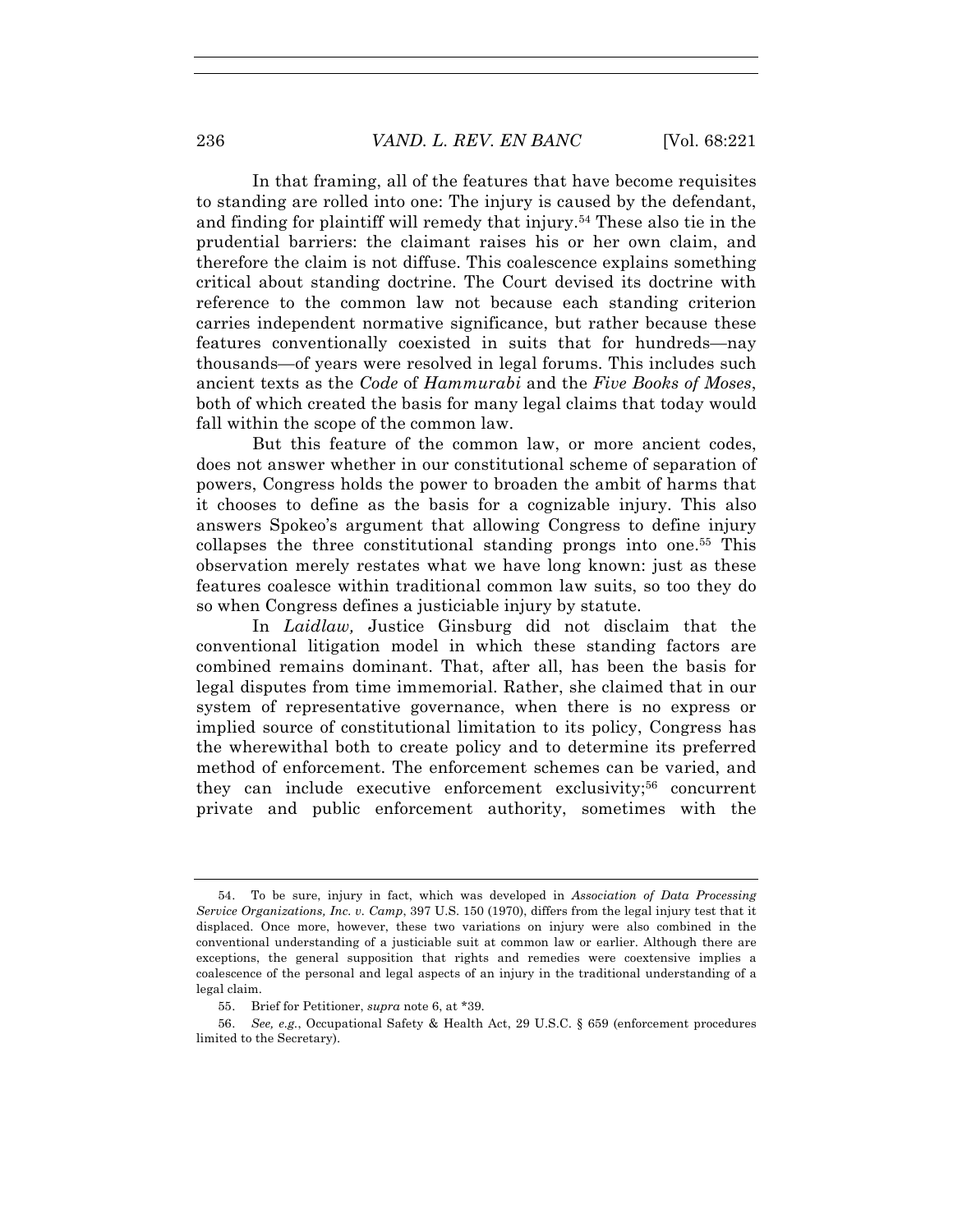In that framing, all of the features that have become requisites to standing are rolled into one: The injury is caused by the defendant, and finding for plaintiff will remedy that injury.[54] These also tie in the prudential barriers: the claimant raises his or her own claim, and therefore the claim is not diffuse. This coalescence explains something critical about standing doctrine. The Court devised its doctrine with reference to the common law not because each standing criterion carries independent normative significance, but rather because these features conventionally coexisted in suits that for hundreds—nay thousands—of years were resolved in legal forums. This includes such ancient texts as the *Code* of *Hammurabi* and the *Five Books of Moses*, both of which created the basis for many legal claims that today would fall within the scope of the common law.

But this feature of the common law, or more ancient codes, does not answer whether in our constitutional scheme of separation of powers, Congress holds the power to broaden the ambit of harms that it chooses to define as the basis for a cognizable injury. This also answers Spokeo's argument that allowing Congress to define injury collapses the three constitutional standing prongs into one.[55] This observation merely restates what we have long known: just as these features coalesce within traditional common law suits, so too they do so when Congress defines a justiciable injury by statute.

In *Laidlaw,* Justice Ginsburg did not disclaim that the conventional litigation model in which these standing factors are combined remains dominant. That, after all, has been the basis for legal disputes from time immemorial. Rather, she claimed that in our system of representative governance, when there is no express or implied source of constitutional limitation to its policy, Congress has the wherewithal both to create policy and to determine its preferred method of enforcement. The enforcement schemes can be varied, and they can include executive enforcement exclusivity;[56] concurrent private and public enforcement authority, sometimes with the

---

54. To be sure, injury in fact, which was developed in *Association of Data Processing Service Organizations, Inc. v. Camp*, 397 U.S. 150 (1970), differs from the legal injury test that it displaced. Once more, however, these two variations on injury were also combined in the conventional understanding of a justiciable suit at common law or earlier. Although there are exceptions, the general supposition that rights and remedies were coextensive implies a coalescence of the personal and legal aspects of an injury in the traditional understanding of a legal claim.

55. Brief for Petitioner, *supra* note 6, at \*39.

56. *See, e.g.*, Occupational Safety & Health Act, 29 U.S.C. § 659 (enforcement procedures limited to the Secretary).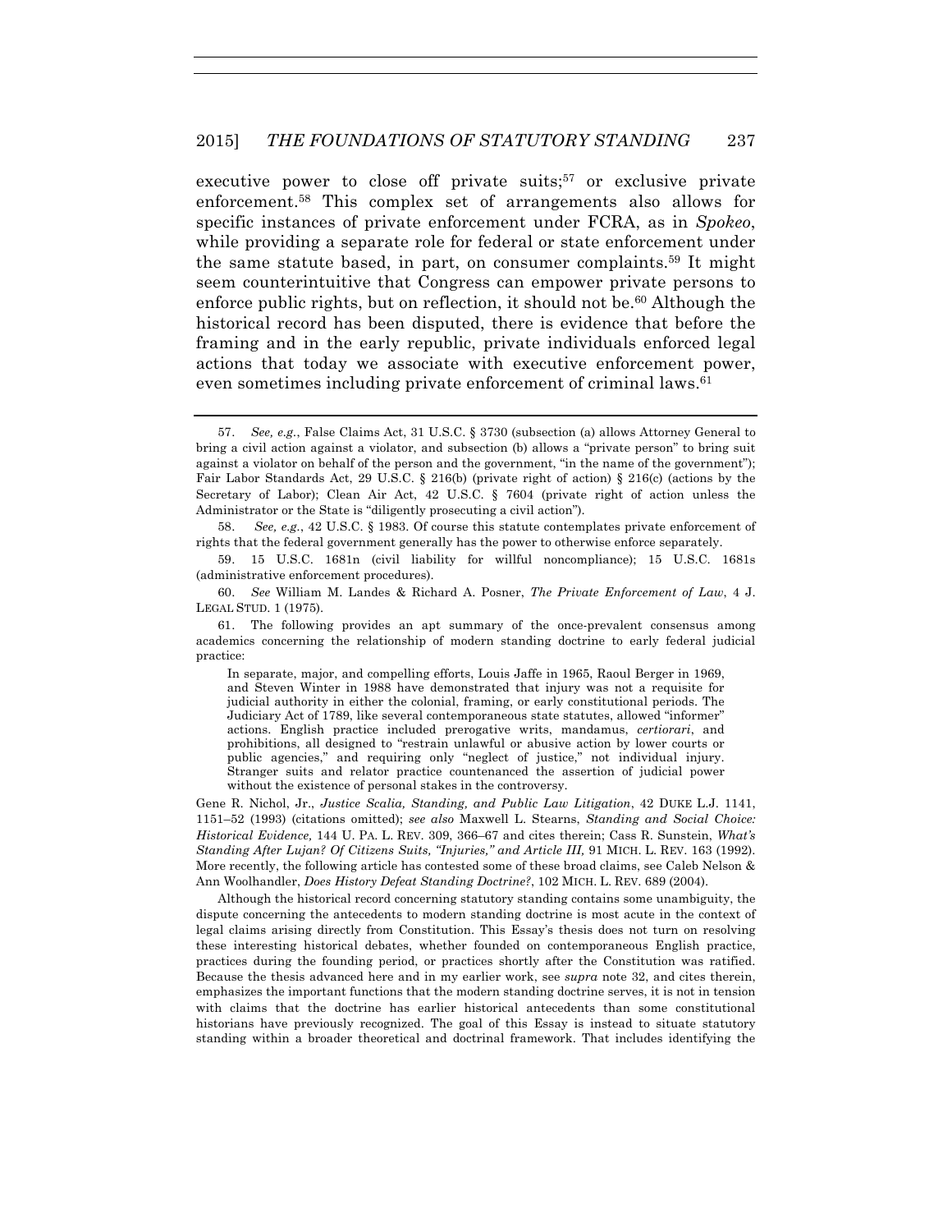executive power to close off private suits;[57] or exclusive private enforcement.[58] This complex set of arrangements also allows for specific instances of private enforcement under FCRA, as in *Spokeo*, while providing a separate role for federal or state enforcement under the same statute based, in part, on consumer complaints.[59] It might seem counterintuitive that Congress can empower private persons to enforce public rights, but on reflection, it should not be.[60] Although the historical record has been disputed, there is evidence that before the framing and in the early republic, private individuals enforced legal actions that today we associate with executive enforcement power, even sometimes including private enforcement of criminal laws.[61]

---

57. *See, e.g.*, False Claims Act, 31 U.S.C. § 3730 (subsection (a) allows Attorney General to bring a civil action against a violator, and subsection (b) allows a "private person" to bring suit against a violator on behalf of the person and the government, "in the name of the government"); Fair Labor Standards Act, 29 U.S.C. § 216(b) (private right of action) § 216(c) (actions by the Secretary of Labor); Clean Air Act, 42 U.S.C. § 7604 (private right of action unless the Administrator or the State is "diligently prosecuting a civil action").

58. *See, e.g.*, 42 U.S.C. § 1983. Of course this statute contemplates private enforcement of rights that the federal government generally has the power to otherwise enforce separately.

59. 15 U.S.C. 1681n (civil liability for willful noncompliance); 15 U.S.C. 1681s (administrative enforcement procedures).

60. *See* William M. Landes & Richard A. Posner, *The Private Enforcement of Law*, 4 J. LEGAL STUD. 1 (1975).

61. The following provides an apt summary of the once-prevalent consensus among academics concerning the relationship of modern standing doctrine to early federal judicial practice:

> In separate, major, and compelling efforts, Louis Jaffe in 1965, Raoul Berger in 1969, and Steven Winter in 1988 have demonstrated that injury was not a requisite for judicial authority in either the colonial, framing, or early constitutional periods. The Judiciary Act of 1789, like several contemporaneous state statutes, allowed "informer" actions. English practice included prerogative writs, mandamus, *certiorari*, and prohibitions, all designed to "restrain unlawful or abusive action by lower courts or public agencies," and requiring only "neglect of justice," not individual injury. Stranger suits and relator practice countenanced the assertion of judicial power without the existence of personal stakes in the controversy.

Gene R. Nichol, Jr., *Justice Scalia, Standing, and Public Law Litigation*, 42 DUKE L.J. 1141, 1151–52 (1993) (citations omitted); *see also* Maxwell L. Stearns, *Standing and Social Choice: Historical Evidence,* 144 U. PA. L. REV. 309, 366–67 and cites therein; Cass R. Sunstein, *What's Standing After Lujan? Of Citizens Suits, "Injuries," and Article III,* 91 MICH. L. REV. 163 (1992). More recently, the following article has contested some of these broad claims, see Caleb Nelson & Ann Woolhandler, *Does History Defeat Standing Doctrine?*, 102 MICH. L. REV. 689 (2004).

Although the historical record concerning statutory standing contains some unambiguity, the dispute concerning the antecedents to modern standing doctrine is most acute in the context of legal claims arising directly from Constitution. This Essay's thesis does not turn on resolving these interesting historical debates, whether founded on contemporaneous English practice, practices during the founding period, or practices shortly after the Constitution was ratified. Because the thesis advanced here and in my earlier work, see *supra* note 32, and cites therein, emphasizes the important functions that the modern standing doctrine serves, it is not in tension with claims that the doctrine has earlier historical antecedents than some constitutional historians have previously recognized. The goal of this Essay is instead to situate statutory standing within a broader theoretical and doctrinal framework. That includes identifying the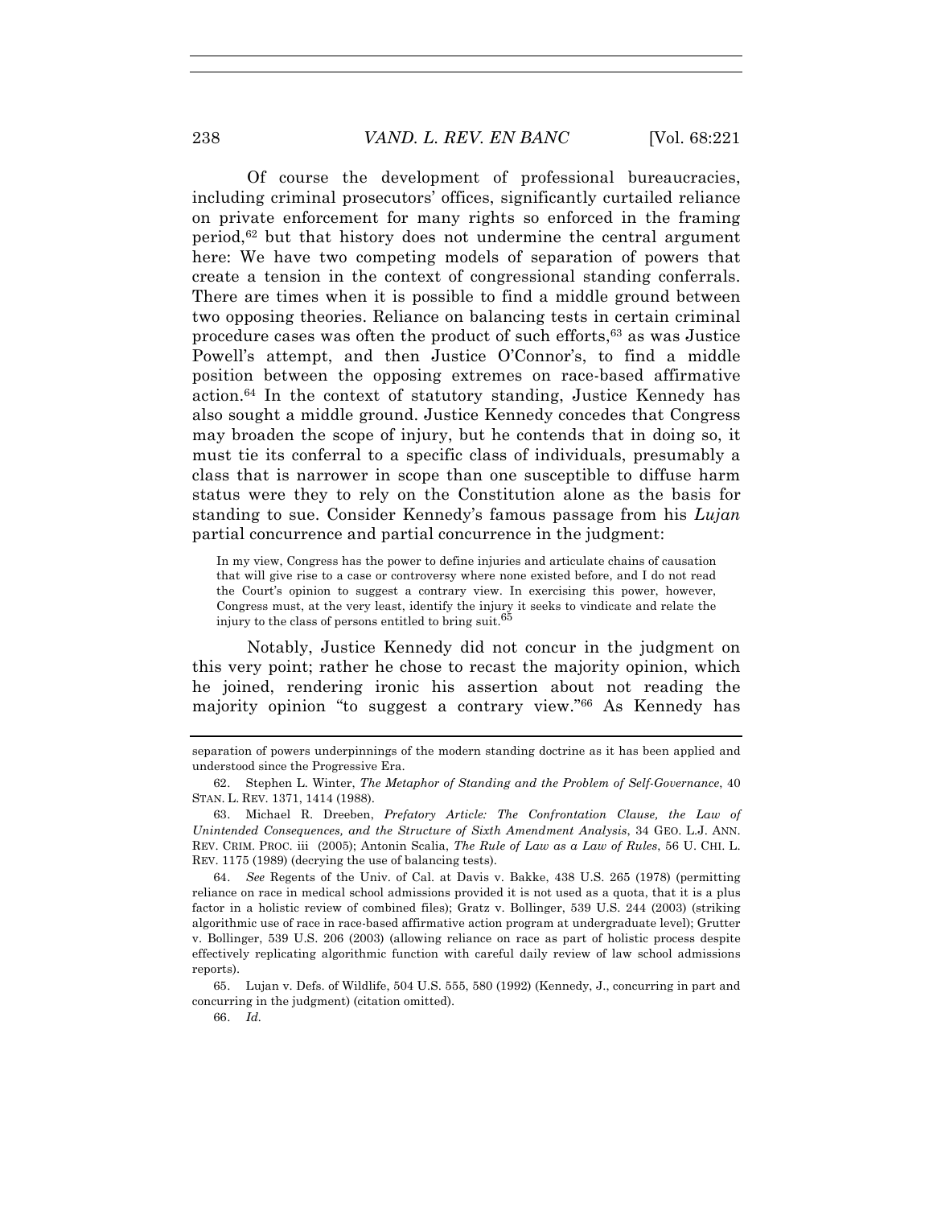Of course the development of professional bureaucracies, including criminal prosecutors' offices, significantly curtailed reliance on private enforcement for many rights so enforced in the framing period,[62] but that history does not undermine the central argument here: We have two competing models of separation of powers that create a tension in the context of congressional standing conferrals. There are times when it is possible to find a middle ground between two opposing theories. Reliance on balancing tests in certain criminal procedure cases was often the product of such efforts,[63] as was Justice Powell's attempt, and then Justice O'Connor's, to find a middle position between the opposing extremes on race-based affirmative action.[64] In the context of statutory standing, Justice Kennedy has also sought a middle ground. Justice Kennedy concedes that Congress may broaden the scope of injury, but he contends that in doing so, it must tie its conferral to a specific class of individuals, presumably a class that is narrower in scope than one susceptible to diffuse harm status were they to rely on the Constitution alone as the basis for standing to sue. Consider Kennedy's famous passage from his *Lujan* partial concurrence and partial concurrence in the judgment:

> In my view, Congress has the power to define injuries and articulate chains of causation that will give rise to a case or controversy where none existed before, and I do not read the Court's opinion to suggest a contrary view. In exercising this power, however, Congress must, at the very least, identify the injury it seeks to vindicate and relate the injury to the class of persons entitled to bring suit.[65]

Notably, Justice Kennedy did not concur in the judgment on this very point; rather he chose to recast the majority opinion, which he joined, rendering ironic his assertion about not reading the majority opinion "to suggest a contrary view."[66] As Kennedy has

---

separation of powers underpinnings of the modern standing doctrine as it has been applied and understood since the Progressive Era.

62. Stephen L. Winter, *The Metaphor of Standing and the Problem of Self-Governance*, 40 STAN. L. REV. 1371, 1414 (1988).

63. Michael R. Dreeben, *Prefatory Article: The Confrontation Clause, the Law of Unintended Consequences, and the Structure of Sixth Amendment Analysis*, 34 GEO. L.J. ANN. REV. CRIM. PROC. iii (2005); Antonin Scalia, *The Rule of Law as a Law of Rules*, 56 U. CHI. L. REV. 1175 (1989) (decrying the use of balancing tests).

64. *See* Regents of the Univ. of Cal. at Davis v. Bakke, 438 U.S. 265 (1978) (permitting reliance on race in medical school admissions provided it is not used as a quota, that it is a plus factor in a holistic review of combined files); Gratz v. Bollinger, 539 U.S. 244 (2003) (striking algorithmic use of race in race-based affirmative action program at undergraduate level); Grutter v. Bollinger, 539 U.S. 206 (2003) (allowing reliance on race as part of holistic process despite effectively replicating algorithmic function with careful daily review of law school admissions reports).

65. Lujan v. Defs. of Wildlife, 504 U.S. 555, 580 (1992) (Kennedy, J., concurring in part and concurring in the judgment) (citation omitted).

66. *Id.*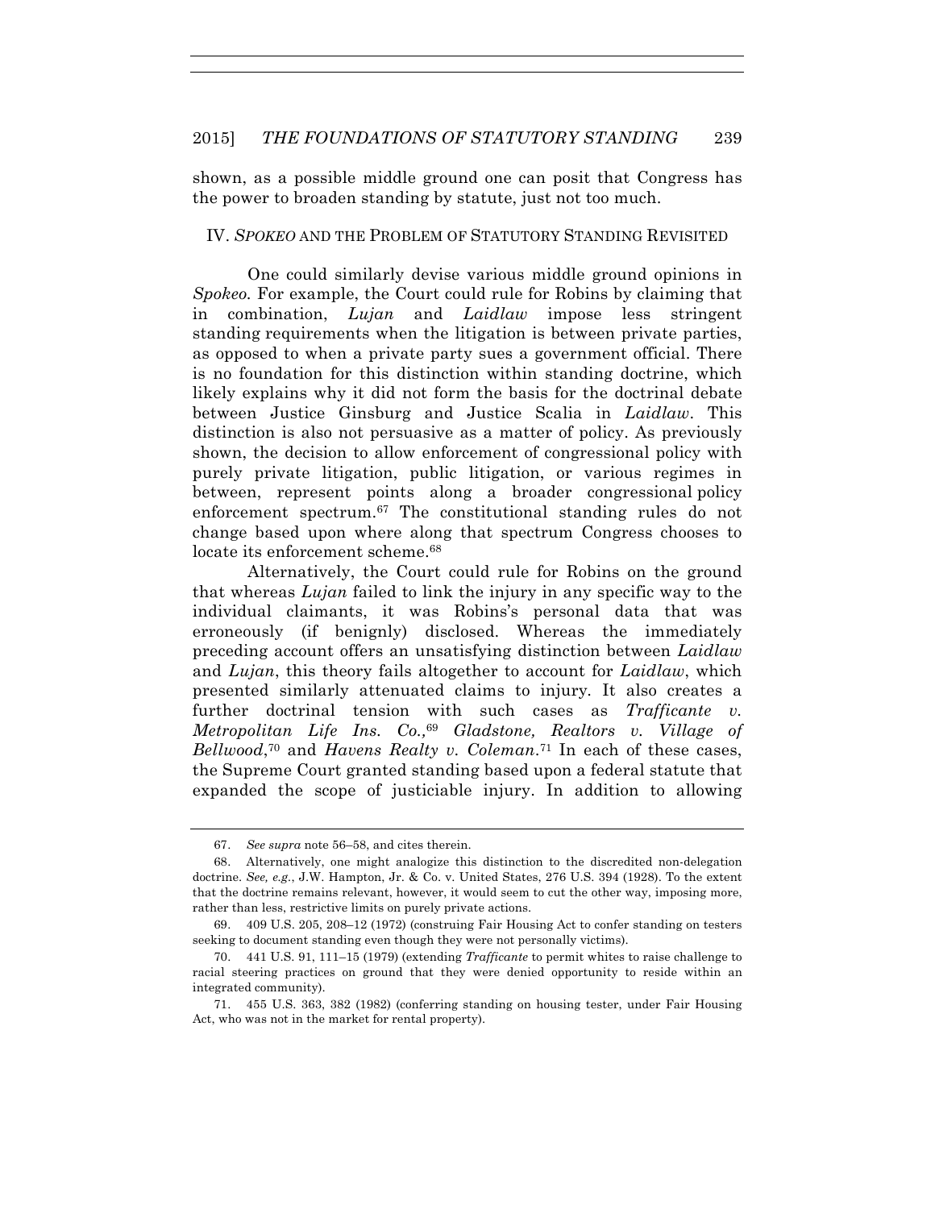shown, as a possible middle ground one can posit that Congress has the power to broaden standing by statute, just not too much.

## IV. *SPOKEO* AND THE PROBLEM OF STATUTORY STANDING REVISITED

One could similarly devise various middle ground opinions in *Spokeo.* For example, the Court could rule for Robins by claiming that in combination, *Lujan* and *Laidlaw* impose less stringent standing requirements when the litigation is between private parties, as opposed to when a private party sues a government official. There is no foundation for this distinction within standing doctrine, which likely explains why it did not form the basis for the doctrinal debate between Justice Ginsburg and Justice Scalia in *Laidlaw*. This distinction is also not persuasive as a matter of policy. As previously shown, the decision to allow enforcement of congressional policy with purely private litigation, public litigation, or various regimes in between, represent points along a broader congressional policy enforcement spectrum.[67] The constitutional standing rules do not change based upon where along that spectrum Congress chooses to locate its enforcement scheme.[68]

Alternatively, the Court could rule for Robins on the ground that whereas *Lujan* failed to link the injury in any specific way to the individual claimants, it was Robins's personal data that was erroneously (if benignly) disclosed. Whereas the immediately preceding account offers an unsatisfying distinction between *Laidlaw* and *Lujan*, this theory fails altogether to account for *Laidlaw*, which presented similarly attenuated claims to injury. It also creates a further doctrinal tension with such cases as *Trafficante v. Metropolitan Life Ins. Co.,*[69] *Gladstone, Realtors v. Village of Bellwood*,[70] and *Havens Realty v. Coleman*.[71] In each of these cases, the Supreme Court granted standing based upon a federal statute that expanded the scope of justiciable injury. In addition to allowing

---

67. *See supra* note 56–58, and cites therein.

68. Alternatively, one might analogize this distinction to the discredited non-delegation doctrine. *See, e.g.*, J.W. Hampton, Jr. & Co. v. United States, 276 U.S. 394 (1928). To the extent that the doctrine remains relevant, however, it would seem to cut the other way, imposing more, rather than less, restrictive limits on purely private actions.

69. 409 U.S. 205, 208–12 (1972) (construing Fair Housing Act to confer standing on testers seeking to document standing even though they were not personally victims).

70. 441 U.S. 91, 111–15 (1979) (extending *Trafficante* to permit whites to raise challenge to racial steering practices on ground that they were denied opportunity to reside within an integrated community).

71. 455 U.S. 363, 382 (1982) (conferring standing on housing tester, under Fair Housing Act, who was not in the market for rental property).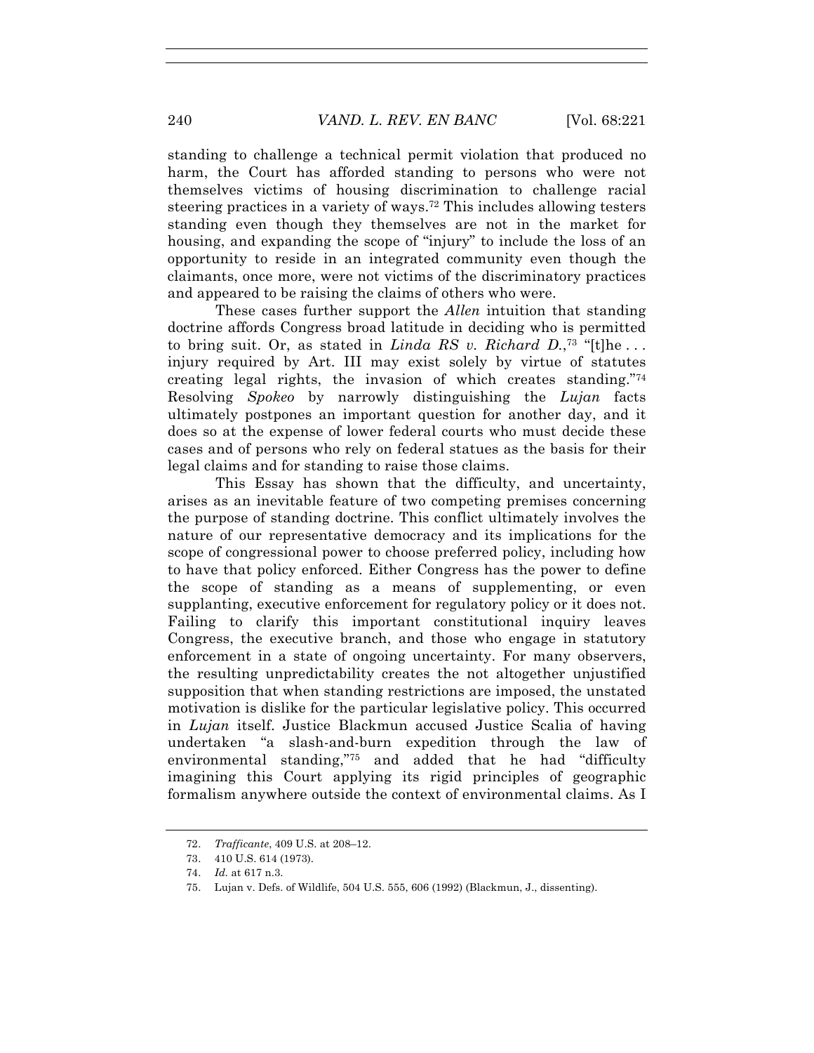standing to challenge a technical permit violation that produced no harm, the Court has afforded standing to persons who were not themselves victims of housing discrimination to challenge racial steering practices in a variety of ways.[72] This includes allowing testers standing even though they themselves are not in the market for housing, and expanding the scope of "injury" to include the loss of an opportunity to reside in an integrated community even though the claimants, once more, were not victims of the discriminatory practices and appeared to be raising the claims of others who were.

These cases further support the *Allen* intuition that standing doctrine affords Congress broad latitude in deciding who is permitted to bring suit. Or, as stated in *Linda RS v. Richard D.*,[73] "[t]he . . . injury required by Art. III may exist solely by virtue of statutes creating legal rights, the invasion of which creates standing."[74] Resolving *Spokeo* by narrowly distinguishing the *Lujan* facts ultimately postpones an important question for another day, and it does so at the expense of lower federal courts who must decide these cases and of persons who rely on federal statues as the basis for their legal claims and for standing to raise those claims.

This Essay has shown that the difficulty, and uncertainty, arises as an inevitable feature of two competing premises concerning the purpose of standing doctrine. This conflict ultimately involves the nature of our representative democracy and its implications for the scope of congressional power to choose preferred policy, including how to have that policy enforced. Either Congress has the power to define the scope of standing as a means of supplementing, or even supplanting, executive enforcement for regulatory policy or it does not. Failing to clarify this important constitutional inquiry leaves Congress, the executive branch, and those who engage in statutory enforcement in a state of ongoing uncertainty. For many observers, the resulting unpredictability creates the not altogether unjustified supposition that when standing restrictions are imposed, the unstated motivation is dislike for the particular legislative policy. This occurred in *Lujan* itself. Justice Blackmun accused Justice Scalia of having undertaken "a slash-and-burn expedition through the law of environmental standing,"[75] and added that he had "difficulty imagining this Court applying its rigid principles of geographic formalism anywhere outside the context of environmental claims. As I

---

72. *Trafficante*, 409 U.S. at 208–12.

73. 410 U.S. 614 (1973).

74. *Id.* at 617 n.3.

75. Lujan v. Defs. of Wildlife, 504 U.S. 555, 606 (1992) (Blackmun, J., dissenting).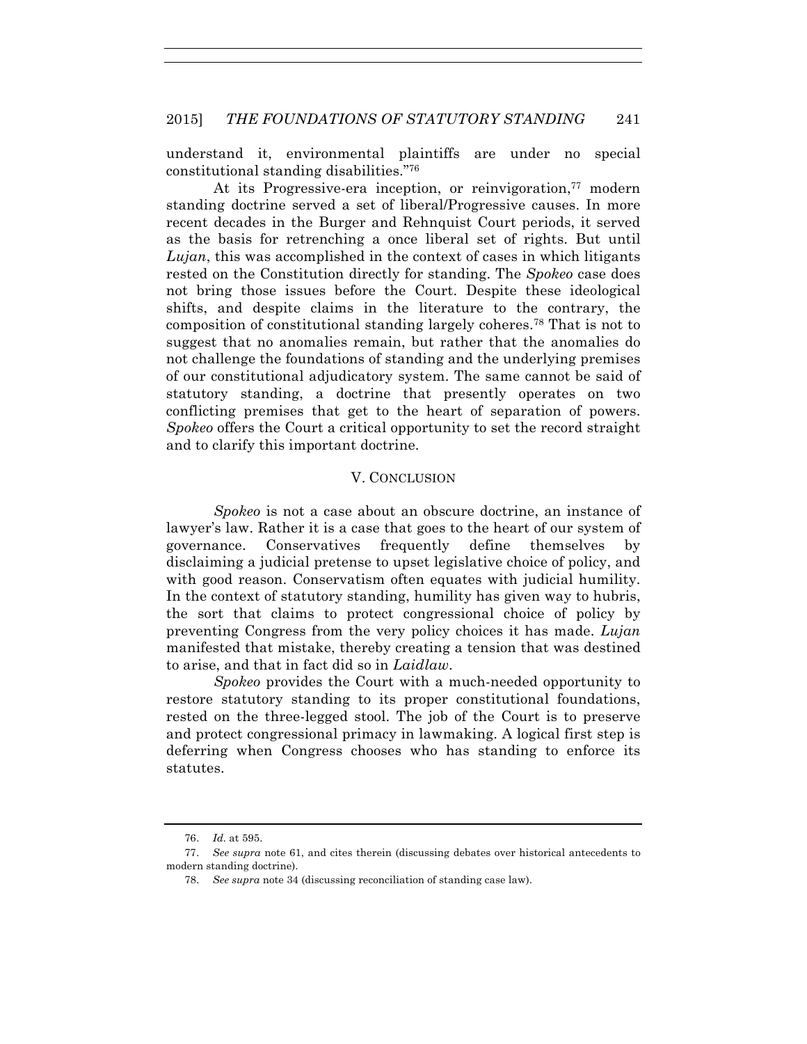understand it, environmental plaintiffs are under no special constitutional standing disabilities."[76]

At its Progressive-era inception, or reinvigoration,[77] modern standing doctrine served a set of liberal/Progressive causes. In more recent decades in the Burger and Rehnquist Court periods, it served as the basis for retrenching a once liberal set of rights. But until *Lujan*, this was accomplished in the context of cases in which litigants rested on the Constitution directly for standing. The *Spokeo* case does not bring those issues before the Court. Despite these ideological shifts, and despite claims in the literature to the contrary, the composition of constitutional standing largely coheres.[78] That is not to suggest that no anomalies remain, but rather that the anomalies do not challenge the foundations of standing and the underlying premises of our constitutional adjudicatory system. The same cannot be said of statutory standing, a doctrine that presently operates on two conflicting premises that get to the heart of separation of powers. *Spokeo* offers the Court a critical opportunity to set the record straight and to clarify this important doctrine.

## V. CONCLUSION

*Spokeo* is not a case about an obscure doctrine, an instance of lawyer's law. Rather it is a case that goes to the heart of our system of governance. Conservatives frequently define themselves by disclaiming a judicial pretense to upset legislative choice of policy, and with good reason. Conservatism often equates with judicial humility. In the context of statutory standing, humility has given way to hubris, the sort that claims to protect congressional choice of policy by preventing Congress from the very policy choices it has made. *Lujan* manifested that mistake, thereby creating a tension that was destined to arise, and that in fact did so in *Laidlaw*.

*Spokeo* provides the Court with a much-needed opportunity to restore statutory standing to its proper constitutional foundations, rested on the three-legged stool. The job of the Court is to preserve and protect congressional primacy in lawmaking. A logical first step is deferring when Congress chooses who has standing to enforce its statutes.

---

76. *Id.* at 595.

77. *See supra* note 61, and cites therein (discussing debates over historical antecedents to modern standing doctrine).

78. *See supra* note 34 (discussing reconciliation of standing case law).